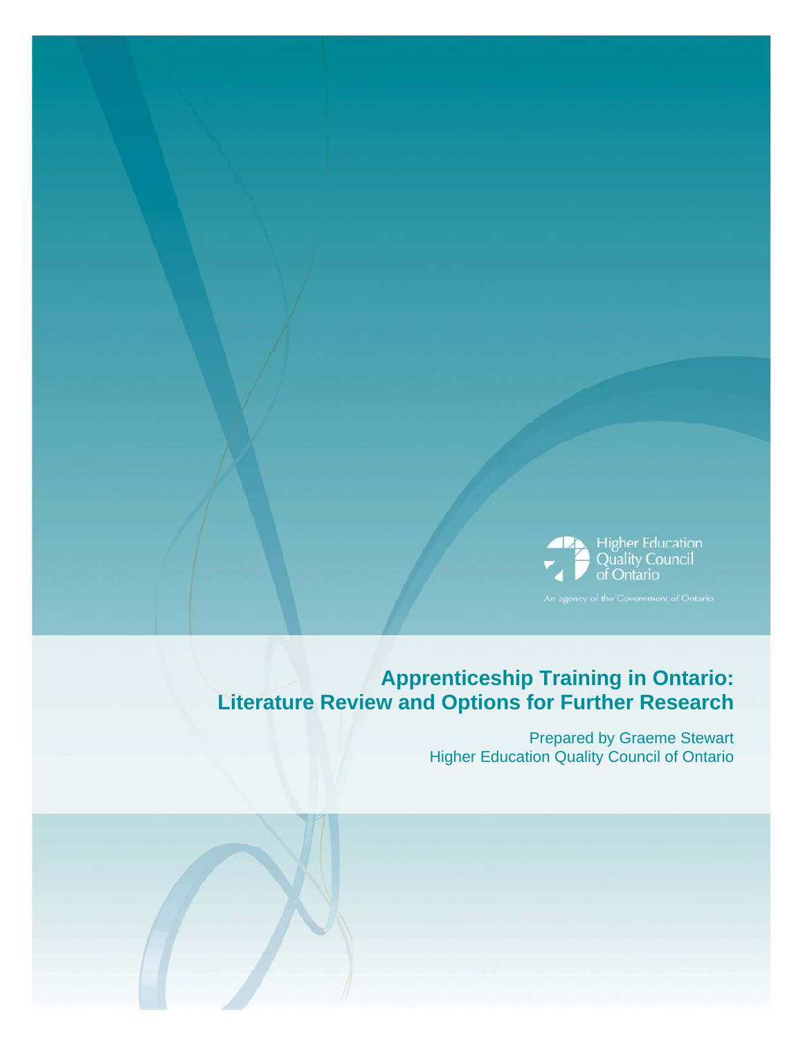Higher Education Quality Council of Ontario

An agency of the Government of Ontario

# Apprenticeship Training in Ontario: Literature Review and Options for Further Research

Prepared by Graeme Stewart
Higher Education Quality Council of Ontario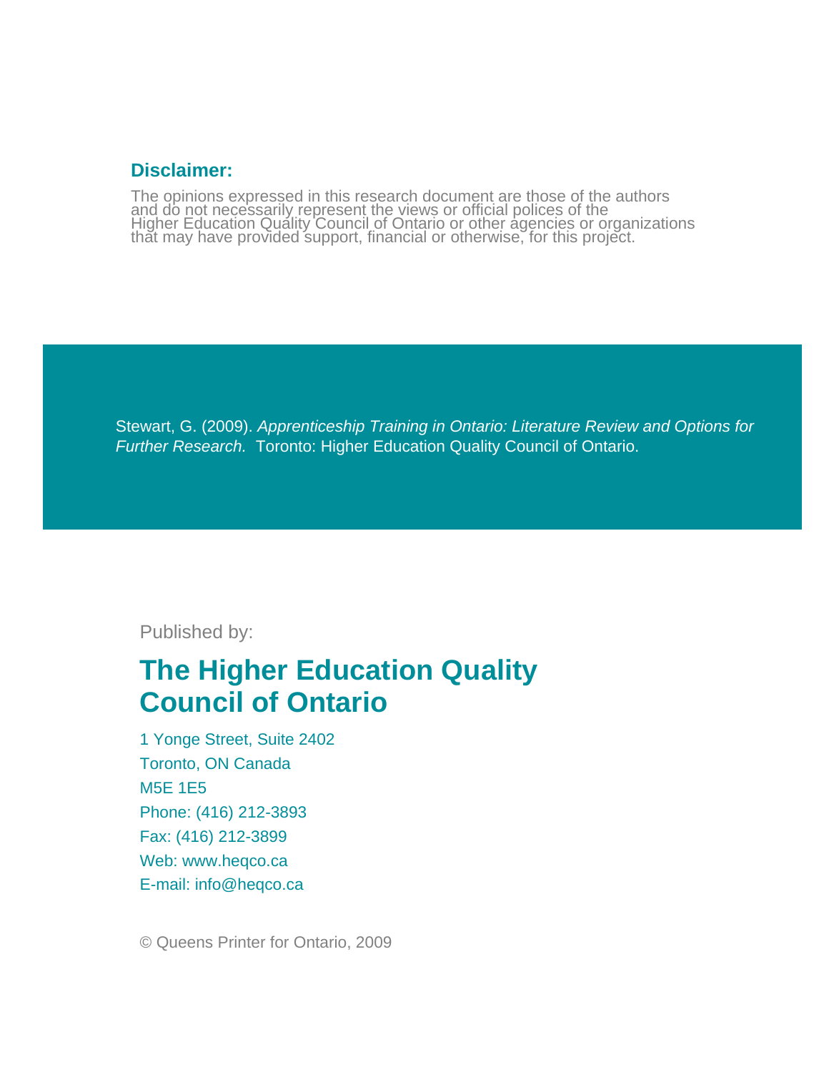**Disclaimer:**

The opinions expressed in this research document are those of the authors and do not necessarily represent the views or official polices of the Higher Education Quality Council of Ontario or other agencies or organizations that may have provided support, financial or otherwise, for this project.

Stewart, G. (2009). *Apprenticeship Training in Ontario: Literature Review and Options for Further Research.* Toronto: Higher Education Quality Council of Ontario.

Published by:

## The Higher Education Quality Council of Ontario

1 Yonge Street, Suite 2402
Toronto, ON Canada
M5E 1E5
Phone: (416) 212-3893
Fax: (416) 212-3899
Web: www.heqco.ca
E-mail: info@heqco.ca

© Queens Printer for Ontario, 2009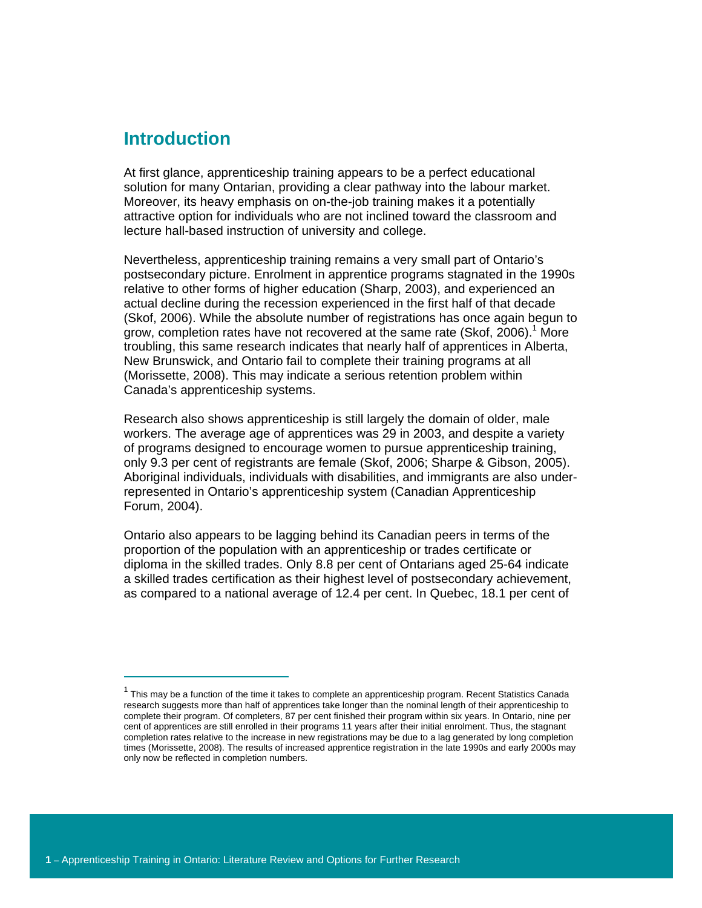## Introduction

At first glance, apprenticeship training appears to be a perfect educational solution for many Ontarian, providing a clear pathway into the labour market. Moreover, its heavy emphasis on on-the-job training makes it a potentially attractive option for individuals who are not inclined toward the classroom and lecture hall-based instruction of university and college.

Nevertheless, apprenticeship training remains a very small part of Ontario's postsecondary picture. Enrolment in apprentice programs stagnated in the 1990s relative to other forms of higher education (Sharp, 2003), and experienced an actual decline during the recession experienced in the first half of that decade (Skof, 2006). While the absolute number of registrations has once again begun to grow, completion rates have not recovered at the same rate (Skof, 2006).[1] More troubling, this same research indicates that nearly half of apprentices in Alberta, New Brunswick, and Ontario fail to complete their training programs at all (Morissette, 2008). This may indicate a serious retention problem within Canada's apprenticeship systems.

Research also shows apprenticeship is still largely the domain of older, male workers. The average age of apprentices was 29 in 2003, and despite a variety of programs designed to encourage women to pursue apprenticeship training, only 9.3 per cent of registrants are female (Skof, 2006; Sharpe & Gibson, 2005). Aboriginal individuals, individuals with disabilities, and immigrants are also under-represented in Ontario's apprenticeship system (Canadian Apprenticeship Forum, 2004).

Ontario also appears to be lagging behind its Canadian peers in terms of the proportion of the population with an apprenticeship or trades certificate or diploma in the skilled trades. Only 8.8 per cent of Ontarians aged 25-64 indicate a skilled trades certification as their highest level of postsecondary achievement, as compared to a national average of 12.4 per cent. In Quebec, 18.1 per cent of

---

[1] This may be a function of the time it takes to complete an apprenticeship program. Recent Statistics Canada research suggests more than half of apprentices take longer than the nominal length of their apprenticeship to complete their program. Of completers, 87 per cent finished their program within six years. In Ontario, nine per cent of apprentices are still enrolled in their programs 11 years after their initial enrolment. Thus, the stagnant completion rates relative to the increase in new registrations may be due to a lag generated by long completion times (Morissette, 2008). The results of increased apprentice registration in the late 1990s and early 2000s may only now be reflected in completion numbers.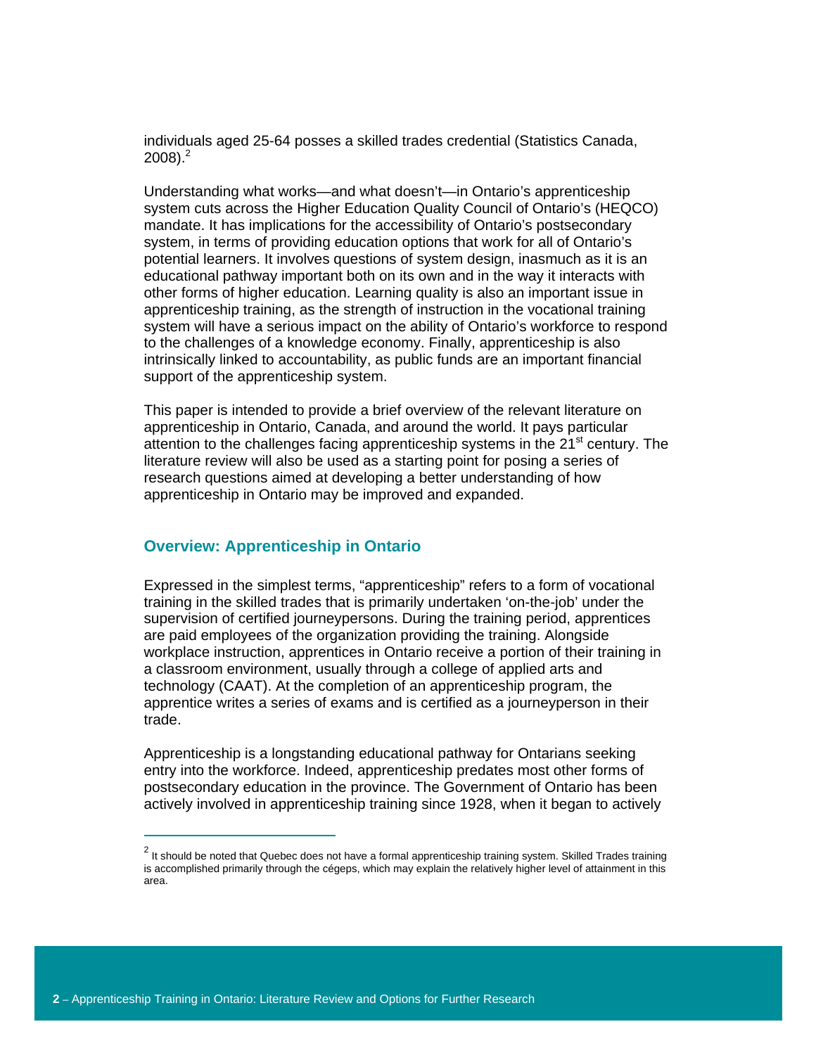individuals aged 25-64 posses a skilled trades credential (Statistics Canada, 2008).[2]

Understanding what works—and what doesn't—in Ontario's apprenticeship system cuts across the Higher Education Quality Council of Ontario's (HEQCO) mandate. It has implications for the accessibility of Ontario's postsecondary system, in terms of providing education options that work for all of Ontario's potential learners. It involves questions of system design, inasmuch as it is an educational pathway important both on its own and in the way it interacts with other forms of higher education. Learning quality is also an important issue in apprenticeship training, as the strength of instruction in the vocational training system will have a serious impact on the ability of Ontario's workforce to respond to the challenges of a knowledge economy. Finally, apprenticeship is also intrinsically linked to accountability, as public funds are an important financial support of the apprenticeship system.

This paper is intended to provide a brief overview of the relevant literature on apprenticeship in Ontario, Canada, and around the world. It pays particular attention to the challenges facing apprenticeship systems in the 21st century. The literature review will also be used as a starting point for posing a series of research questions aimed at developing a better understanding of how apprenticeship in Ontario may be improved and expanded.

## Overview: Apprenticeship in Ontario

Expressed in the simplest terms, "apprenticeship" refers to a form of vocational training in the skilled trades that is primarily undertaken 'on-the-job' under the supervision of certified journeypersons. During the training period, apprentices are paid employees of the organization providing the training. Alongside workplace instruction, apprentices in Ontario receive a portion of their training in a classroom environment, usually through a college of applied arts and technology (CAAT). At the completion of an apprenticeship program, the apprentice writes a series of exams and is certified as a journeyperson in their trade.

Apprenticeship is a longstanding educational pathway for Ontarians seeking entry into the workforce. Indeed, apprenticeship predates most other forms of postsecondary education in the province. The Government of Ontario has been actively involved in apprenticeship training since 1928, when it began to actively

---

[2] It should be noted that Quebec does not have a formal apprenticeship training system. Skilled Trades training is accomplished primarily through the cégeps, which may explain the relatively higher level of attainment in this area.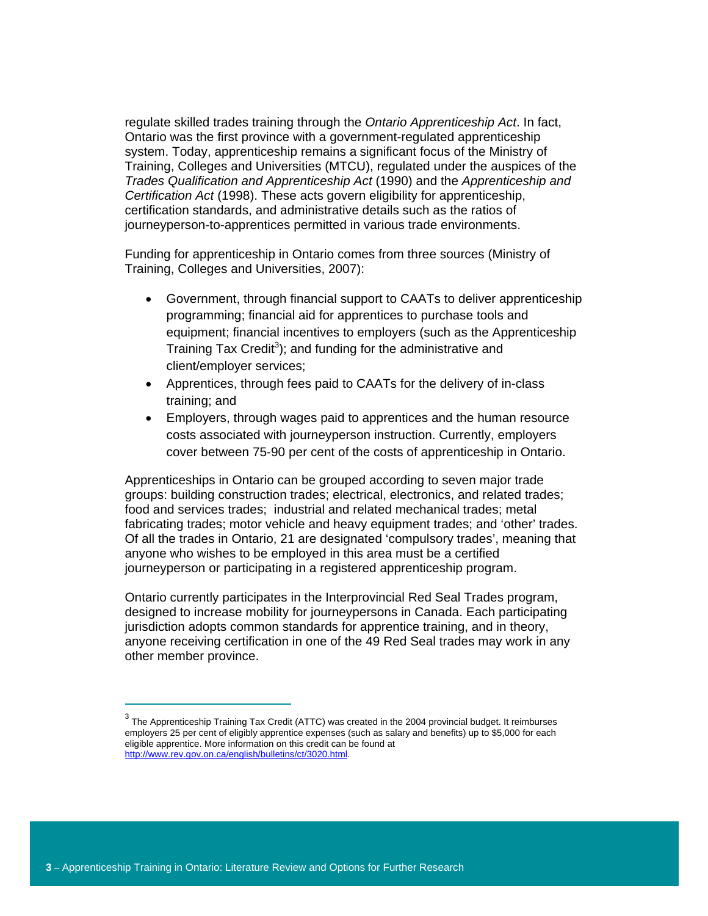regulate skilled trades training through the *Ontario Apprenticeship Act*. In fact, Ontario was the first province with a government-regulated apprenticeship system. Today, apprenticeship remains a significant focus of the Ministry of Training, Colleges and Universities (MTCU), regulated under the auspices of the *Trades Qualification and Apprenticeship Act* (1990) and the *Apprenticeship and Certification Act* (1998). These acts govern eligibility for apprenticeship, certification standards, and administrative details such as the ratios of journeyperson-to-apprentices permitted in various trade environments.

Funding for apprenticeship in Ontario comes from three sources (Ministry of Training, Colleges and Universities, 2007):

- Government, through financial support to CAATs to deliver apprenticeship programming; financial aid for apprentices to purchase tools and equipment; financial incentives to employers (such as the Apprenticeship Training Tax Credit[3]); and funding for the administrative and client/employer services;
- Apprentices, through fees paid to CAATs for the delivery of in-class training; and
- Employers, through wages paid to apprentices and the human resource costs associated with journeyperson instruction. Currently, employers cover between 75-90 per cent of the costs of apprenticeship in Ontario.

Apprenticeships in Ontario can be grouped according to seven major trade groups: building construction trades; electrical, electronics, and related trades; food and services trades; industrial and related mechanical trades; metal fabricating trades; motor vehicle and heavy equipment trades; and 'other' trades. Of all the trades in Ontario, 21 are designated 'compulsory trades', meaning that anyone who wishes to be employed in this area must be a certified journeyperson or participating in a registered apprenticeship program.

Ontario currently participates in the Interprovincial Red Seal Trades program, designed to increase mobility for journeypersons in Canada. Each participating jurisdiction adopts common standards for apprentice training, and in theory, anyone receiving certification in one of the 49 Red Seal trades may work in any other member province.

---

[3] The Apprenticeship Training Tax Credit (ATTC) was created in the 2004 provincial budget. It reimburses employers 25 per cent of eligibly apprentice expenses (such as salary and benefits) up to $5,000 for each eligible apprentice. More information on this credit can be found at http://www.rev.gov.on.ca/english/bulletins/ct/3020.html.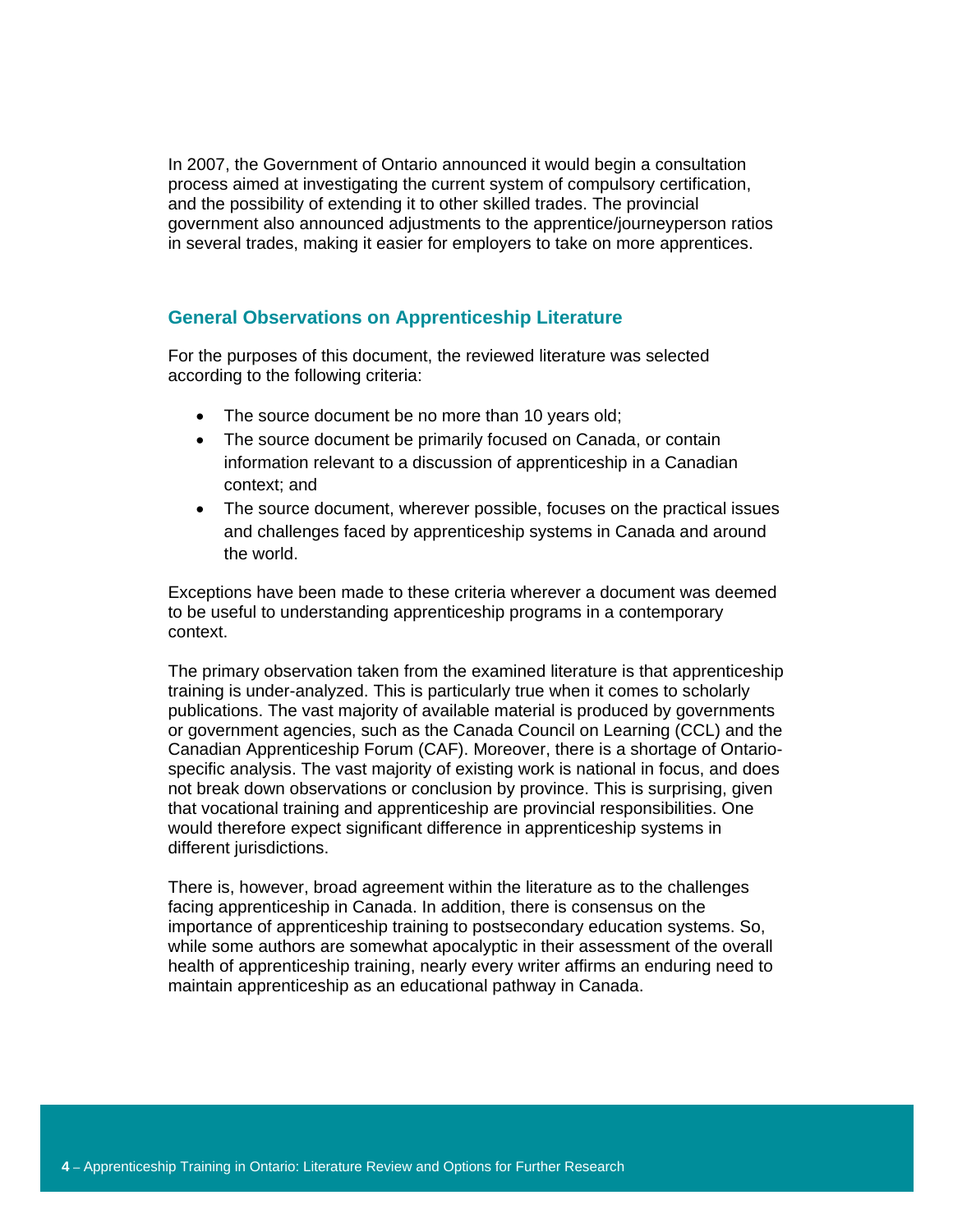In 2007, the Government of Ontario announced it would begin a consultation process aimed at investigating the current system of compulsory certification, and the possibility of extending it to other skilled trades. The provincial government also announced adjustments to the apprentice/journeyperson ratios in several trades, making it easier for employers to take on more apprentices.

## General Observations on Apprenticeship Literature

For the purposes of this document, the reviewed literature was selected according to the following criteria:

- The source document be no more than 10 years old;
- The source document be primarily focused on Canada, or contain information relevant to a discussion of apprenticeship in a Canadian context; and
- The source document, wherever possible, focuses on the practical issues and challenges faced by apprenticeship systems in Canada and around the world.

Exceptions have been made to these criteria wherever a document was deemed to be useful to understanding apprenticeship programs in a contemporary context.

The primary observation taken from the examined literature is that apprenticeship training is under-analyzed. This is particularly true when it comes to scholarly publications. The vast majority of available material is produced by governments or government agencies, such as the Canada Council on Learning (CCL) and the Canadian Apprenticeship Forum (CAF). Moreover, there is a shortage of Ontario-specific analysis. The vast majority of existing work is national in focus, and does not break down observations or conclusion by province. This is surprising, given that vocational training and apprenticeship are provincial responsibilities. One would therefore expect significant difference in apprenticeship systems in different jurisdictions.

There is, however, broad agreement within the literature as to the challenges facing apprenticeship in Canada. In addition, there is consensus on the importance of apprenticeship training to postsecondary education systems. So, while some authors are somewhat apocalyptic in their assessment of the overall health of apprenticeship training, nearly every writer affirms an enduring need to maintain apprenticeship as an educational pathway in Canada.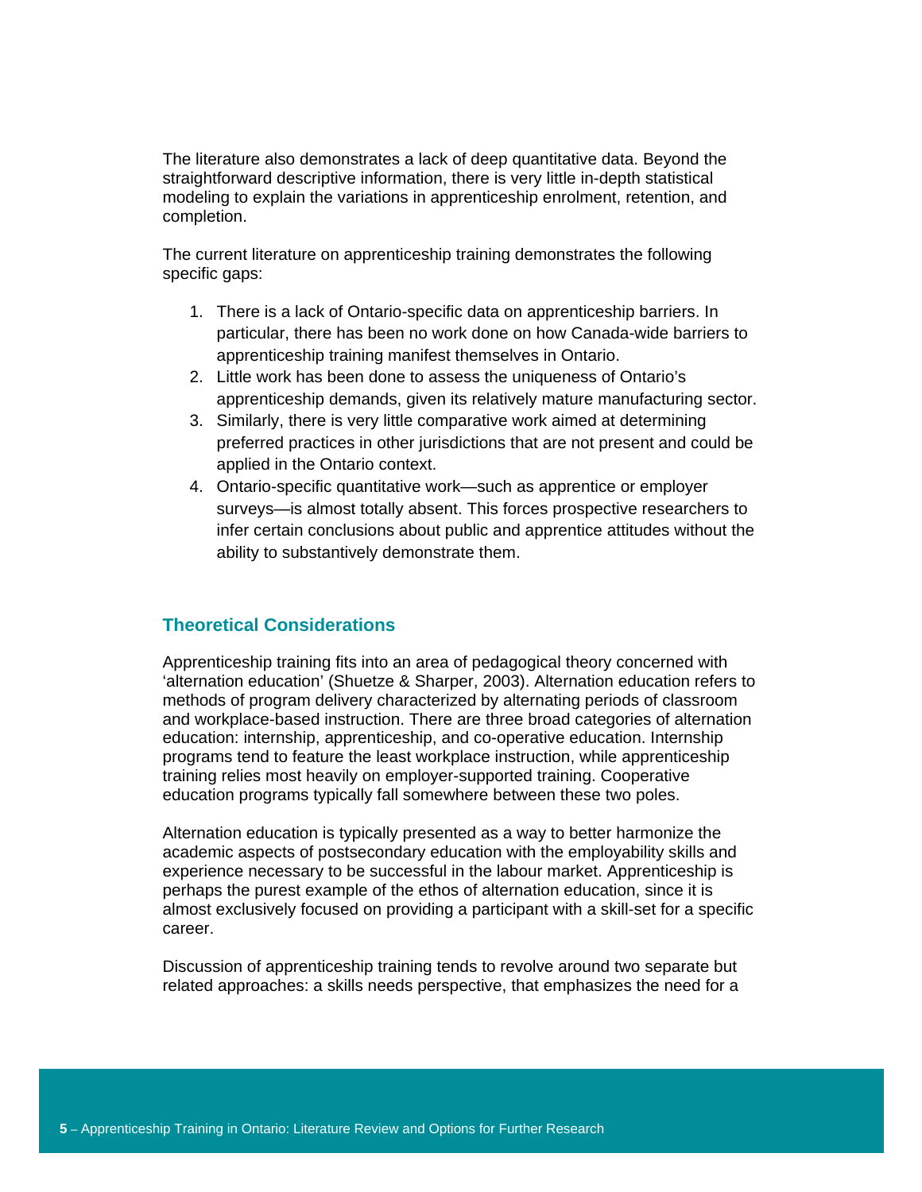The literature also demonstrates a lack of deep quantitative data. Beyond the straightforward descriptive information, there is very little in-depth statistical modeling to explain the variations in apprenticeship enrolment, retention, and completion.

The current literature on apprenticeship training demonstrates the following specific gaps:

1. There is a lack of Ontario-specific data on apprenticeship barriers. In particular, there has been no work done on how Canada-wide barriers to apprenticeship training manifest themselves in Ontario.
2. Little work has been done to assess the uniqueness of Ontario's apprenticeship demands, given its relatively mature manufacturing sector.
3. Similarly, there is very little comparative work aimed at determining preferred practices in other jurisdictions that are not present and could be applied in the Ontario context.
4. Ontario-specific quantitative work—such as apprentice or employer surveys—is almost totally absent. This forces prospective researchers to infer certain conclusions about public and apprentice attitudes without the ability to substantively demonstrate them.

## Theoretical Considerations

Apprenticeship training fits into an area of pedagogical theory concerned with 'alternation education' (Shuetze & Sharper, 2003). Alternation education refers to methods of program delivery characterized by alternating periods of classroom and workplace-based instruction. There are three broad categories of alternation education: internship, apprenticeship, and co-operative education. Internship programs tend to feature the least workplace instruction, while apprenticeship training relies most heavily on employer-supported training. Cooperative education programs typically fall somewhere between these two poles.

Alternation education is typically presented as a way to better harmonize the academic aspects of postsecondary education with the employability skills and experience necessary to be successful in the labour market. Apprenticeship is perhaps the purest example of the ethos of alternation education, since it is almost exclusively focused on providing a participant with a skill-set for a specific career.

Discussion of apprenticeship training tends to revolve around two separate but related approaches: a skills needs perspective, that emphasizes the need for a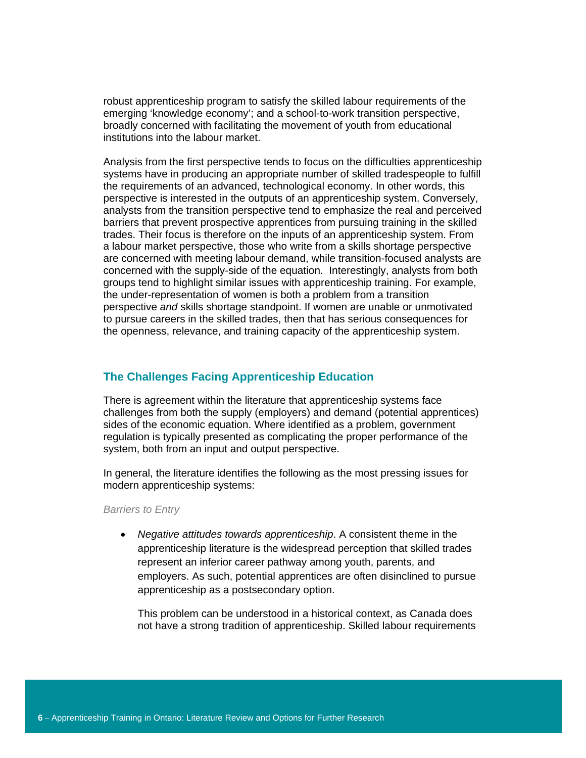robust apprenticeship program to satisfy the skilled labour requirements of the emerging 'knowledge economy'; and a school-to-work transition perspective, broadly concerned with facilitating the movement of youth from educational institutions into the labour market.

Analysis from the first perspective tends to focus on the difficulties apprenticeship systems have in producing an appropriate number of skilled tradespeople to fulfill the requirements of an advanced, technological economy. In other words, this perspective is interested in the outputs of an apprenticeship system. Conversely, analysts from the transition perspective tend to emphasize the real and perceived barriers that prevent prospective apprentices from pursuing training in the skilled trades. Their focus is therefore on the inputs of an apprenticeship system. From a labour market perspective, those who write from a skills shortage perspective are concerned with meeting labour demand, while transition-focused analysts are concerned with the supply-side of the equation. Interestingly, analysts from both groups tend to highlight similar issues with apprenticeship training. For example, the under-representation of women is both a problem from a transition perspective *and* skills shortage standpoint. If women are unable or unmotivated to pursue careers in the skilled trades, then that has serious consequences for the openness, relevance, and training capacity of the apprenticeship system.

## The Challenges Facing Apprenticeship Education

There is agreement within the literature that apprenticeship systems face challenges from both the supply (employers) and demand (potential apprentices) sides of the economic equation. Where identified as a problem, government regulation is typically presented as complicating the proper performance of the system, both from an input and output perspective.

In general, the literature identifies the following as the most pressing issues for modern apprenticeship systems:

*Barriers to Entry*

- *Negative attitudes towards apprenticeship*. A consistent theme in the apprenticeship literature is the widespread perception that skilled trades represent an inferior career pathway among youth, parents, and employers. As such, potential apprentices are often disinclined to pursue apprenticeship as a postsecondary option.

  This problem can be understood in a historical context, as Canada does not have a strong tradition of apprenticeship. Skilled labour requirements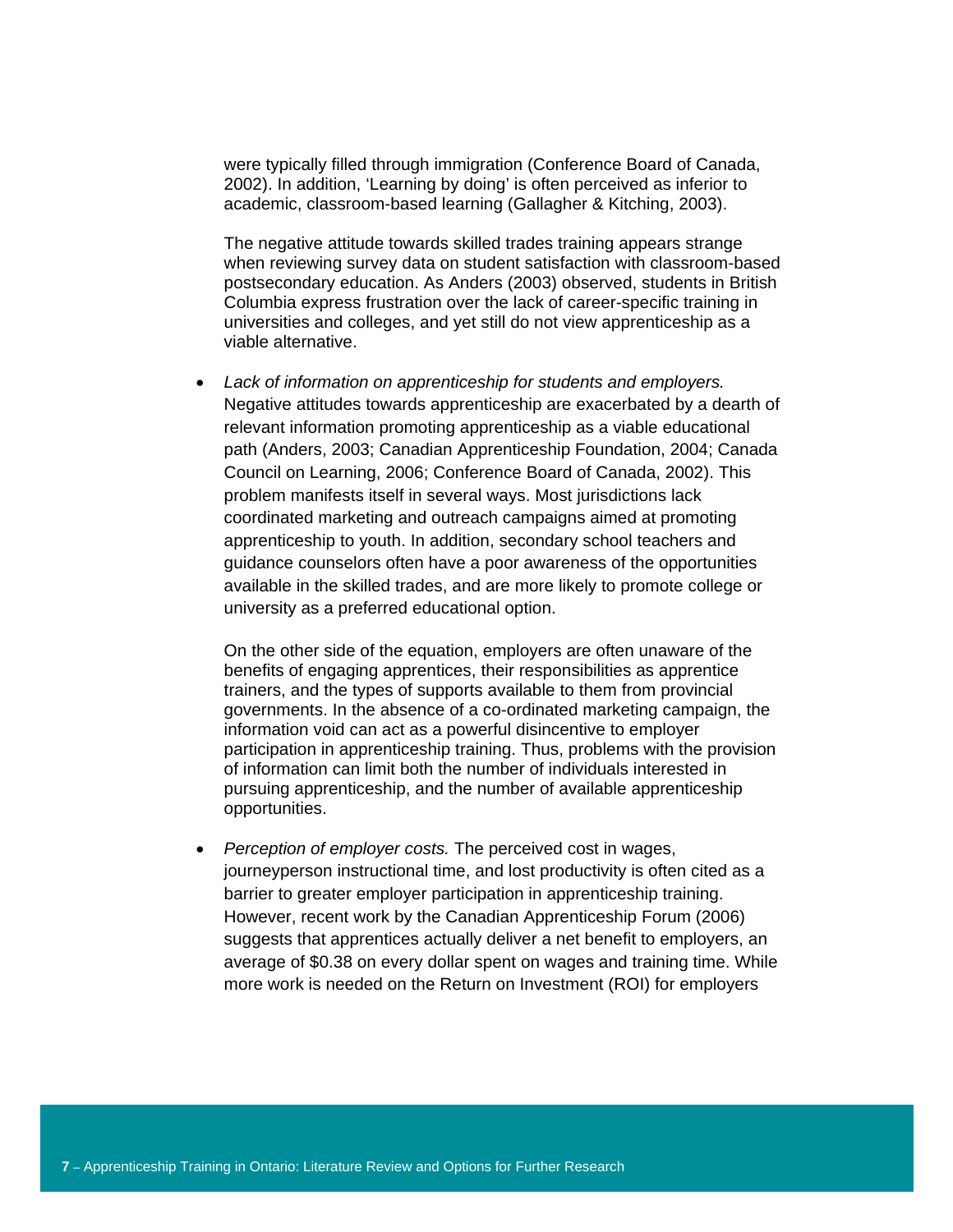were typically filled through immigration (Conference Board of Canada, 2002). In addition, 'Learning by doing' is often perceived as inferior to academic, classroom-based learning (Gallagher & Kitching, 2003).

The negative attitude towards skilled trades training appears strange when reviewing survey data on student satisfaction with classroom-based postsecondary education. As Anders (2003) observed, students in British Columbia express frustration over the lack of career-specific training in universities and colleges, and yet still do not view apprenticeship as a viable alternative.

- *Lack of information on apprenticeship for students and employers.* Negative attitudes towards apprenticeship are exacerbated by a dearth of relevant information promoting apprenticeship as a viable educational path (Anders, 2003; Canadian Apprenticeship Foundation, 2004; Canada Council on Learning, 2006; Conference Board of Canada, 2002). This problem manifests itself in several ways. Most jurisdictions lack coordinated marketing and outreach campaigns aimed at promoting apprenticeship to youth. In addition, secondary school teachers and guidance counselors often have a poor awareness of the opportunities available in the skilled trades, and are more likely to promote college or university as a preferred educational option.

  On the other side of the equation, employers are often unaware of the benefits of engaging apprentices, their responsibilities as apprentice trainers, and the types of supports available to them from provincial governments. In the absence of a co-ordinated marketing campaign, the information void can act as a powerful disincentive to employer participation in apprenticeship training. Thus, problems with the provision of information can limit both the number of individuals interested in pursuing apprenticeship, and the number of available apprenticeship opportunities.

- *Perception of employer costs.* The perceived cost in wages, journeyperson instructional time, and lost productivity is often cited as a barrier to greater employer participation in apprenticeship training. However, recent work by the Canadian Apprenticeship Forum (2006) suggests that apprentices actually deliver a net benefit to employers, an average of $0.38 on every dollar spent on wages and training time. While more work is needed on the Return on Investment (ROI) for employers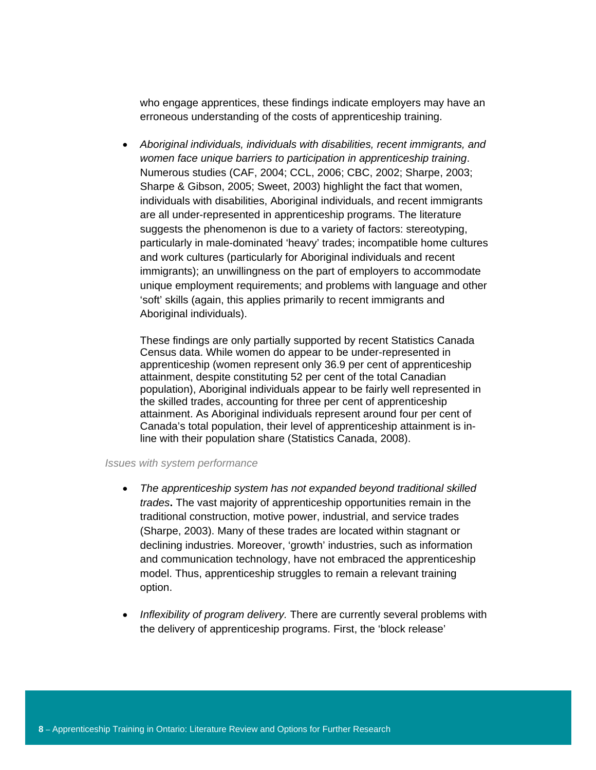who engage apprentices, these findings indicate employers may have an erroneous understanding of the costs of apprenticeship training.

- *Aboriginal individuals, individuals with disabilities, recent immigrants, and women face unique barriers to participation in apprenticeship training*. Numerous studies (CAF, 2004; CCL, 2006; CBC, 2002; Sharpe, 2003; Sharpe & Gibson, 2005; Sweet, 2003) highlight the fact that women, individuals with disabilities, Aboriginal individuals, and recent immigrants are all under-represented in apprenticeship programs. The literature suggests the phenomenon is due to a variety of factors: stereotyping, particularly in male-dominated 'heavy' trades; incompatible home cultures and work cultures (particularly for Aboriginal individuals and recent immigrants); an unwillingness on the part of employers to accommodate unique employment requirements; and problems with language and other 'soft' skills (again, this applies primarily to recent immigrants and Aboriginal individuals).

  These findings are only partially supported by recent Statistics Canada Census data. While women do appear to be under-represented in apprenticeship (women represent only 36.9 per cent of apprenticeship attainment, despite constituting 52 per cent of the total Canadian population), Aboriginal individuals appear to be fairly well represented in the skilled trades, accounting for three per cent of apprenticeship attainment. As Aboriginal individuals represent around four per cent of Canada's total population, their level of apprenticeship attainment is in-line with their population share (Statistics Canada, 2008).

*Issues with system performance*

- *The apprenticeship system has not expanded beyond traditional skilled trades*. The vast majority of apprenticeship opportunities remain in the traditional construction, motive power, industrial, and service trades (Sharpe, 2003). Many of these trades are located within stagnant or declining industries. Moreover, 'growth' industries, such as information and communication technology, have not embraced the apprenticeship model. Thus, apprenticeship struggles to remain a relevant training option.

- *Inflexibility of program delivery.* There are currently several problems with the delivery of apprenticeship programs. First, the 'block release'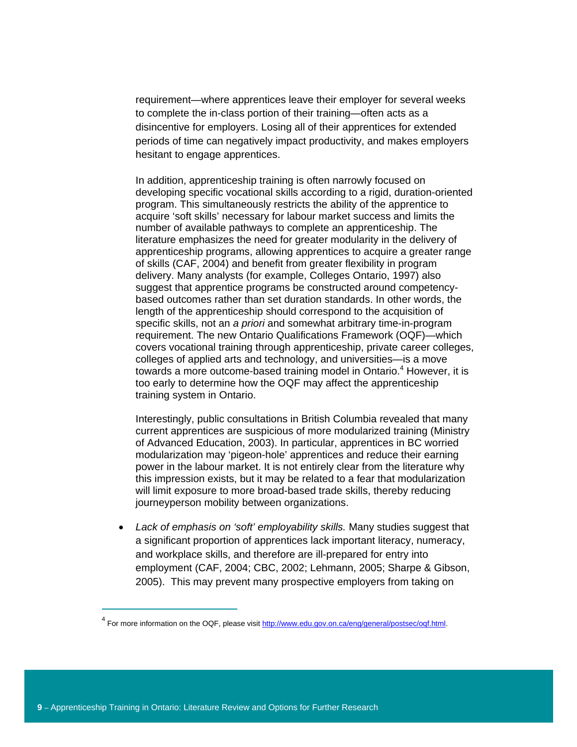requirement—where apprentices leave their employer for several weeks to complete the in-class portion of their training—often acts as a disincentive for employers. Losing all of their apprentices for extended periods of time can negatively impact productivity, and makes employers hesitant to engage apprentices.

In addition, apprenticeship training is often narrowly focused on developing specific vocational skills according to a rigid, duration-oriented program. This simultaneously restricts the ability of the apprentice to acquire 'soft skills' necessary for labour market success and limits the number of available pathways to complete an apprenticeship. The literature emphasizes the need for greater modularity in the delivery of apprenticeship programs, allowing apprentices to acquire a greater range of skills (CAF, 2004) and benefit from greater flexibility in program delivery. Many analysts (for example, Colleges Ontario, 1997) also suggest that apprentice programs be constructed around competency-based outcomes rather than set duration standards. In other words, the length of the apprenticeship should correspond to the acquisition of specific skills, not an *a priori* and somewhat arbitrary time-in-program requirement. The new Ontario Qualifications Framework (OQF)—which covers vocational training through apprenticeship, private career colleges, colleges of applied arts and technology, and universities—is a move towards a more outcome-based training model in Ontario.[4] However, it is too early to determine how the OQF may affect the apprenticeship training system in Ontario.

Interestingly, public consultations in British Columbia revealed that many current apprentices are suspicious of more modularized training (Ministry of Advanced Education, 2003). In particular, apprentices in BC worried modularization may 'pigeon-hole' apprentices and reduce their earning power in the labour market. It is not entirely clear from the literature why this impression exists, but it may be related to a fear that modularization will limit exposure to more broad-based trade skills, thereby reducing journeyperson mobility between organizations.

- *Lack of emphasis on 'soft' employability skills.* Many studies suggest that a significant proportion of apprentices lack important literacy, numeracy, and workplace skills, and therefore are ill-prepared for entry into employment (CAF, 2004; CBC, 2002; Lehmann, 2005; Sharpe & Gibson, 2005). This may prevent many prospective employers from taking on

---

[4] For more information on the OQF, please visit http://www.edu.gov.on.ca/eng/general/postsec/oqf.html.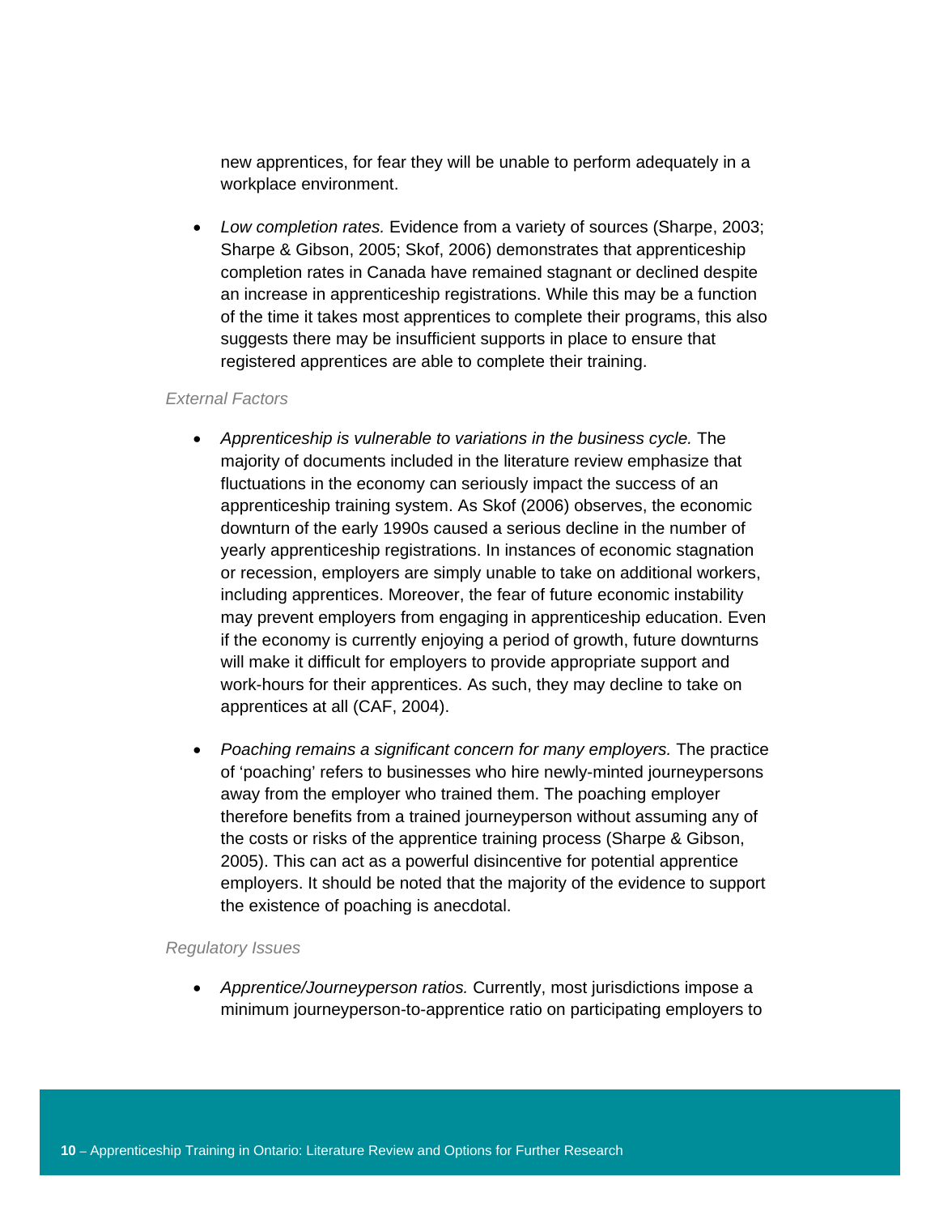new apprentices, for fear they will be unable to perform adequately in a workplace environment.

- *Low completion rates.* Evidence from a variety of sources (Sharpe, 2003; Sharpe & Gibson, 2005; Skof, 2006) demonstrates that apprenticeship completion rates in Canada have remained stagnant or declined despite an increase in apprenticeship registrations. While this may be a function of the time it takes most apprentices to complete their programs, this also suggests there may be insufficient supports in place to ensure that registered apprentices are able to complete their training.

*External Factors*

- *Apprenticeship is vulnerable to variations in the business cycle.* The majority of documents included in the literature review emphasize that fluctuations in the economy can seriously impact the success of an apprenticeship training system. As Skof (2006) observes, the economic downturn of the early 1990s caused a serious decline in the number of yearly apprenticeship registrations. In instances of economic stagnation or recession, employers are simply unable to take on additional workers, including apprentices. Moreover, the fear of future economic instability may prevent employers from engaging in apprenticeship education. Even if the economy is currently enjoying a period of growth, future downturns will make it difficult for employers to provide appropriate support and work-hours for their apprentices. As such, they may decline to take on apprentices at all (CAF, 2004).

- *Poaching remains a significant concern for many employers.* The practice of 'poaching' refers to businesses who hire newly-minted journeypersons away from the employer who trained them. The poaching employer therefore benefits from a trained journeyperson without assuming any of the costs or risks of the apprentice training process (Sharpe & Gibson, 2005). This can act as a powerful disincentive for potential apprentice employers. It should be noted that the majority of the evidence to support the existence of poaching is anecdotal.

*Regulatory Issues*

- *Apprentice/Journeyperson ratios.* Currently, most jurisdictions impose a minimum journeyperson-to-apprentice ratio on participating employers to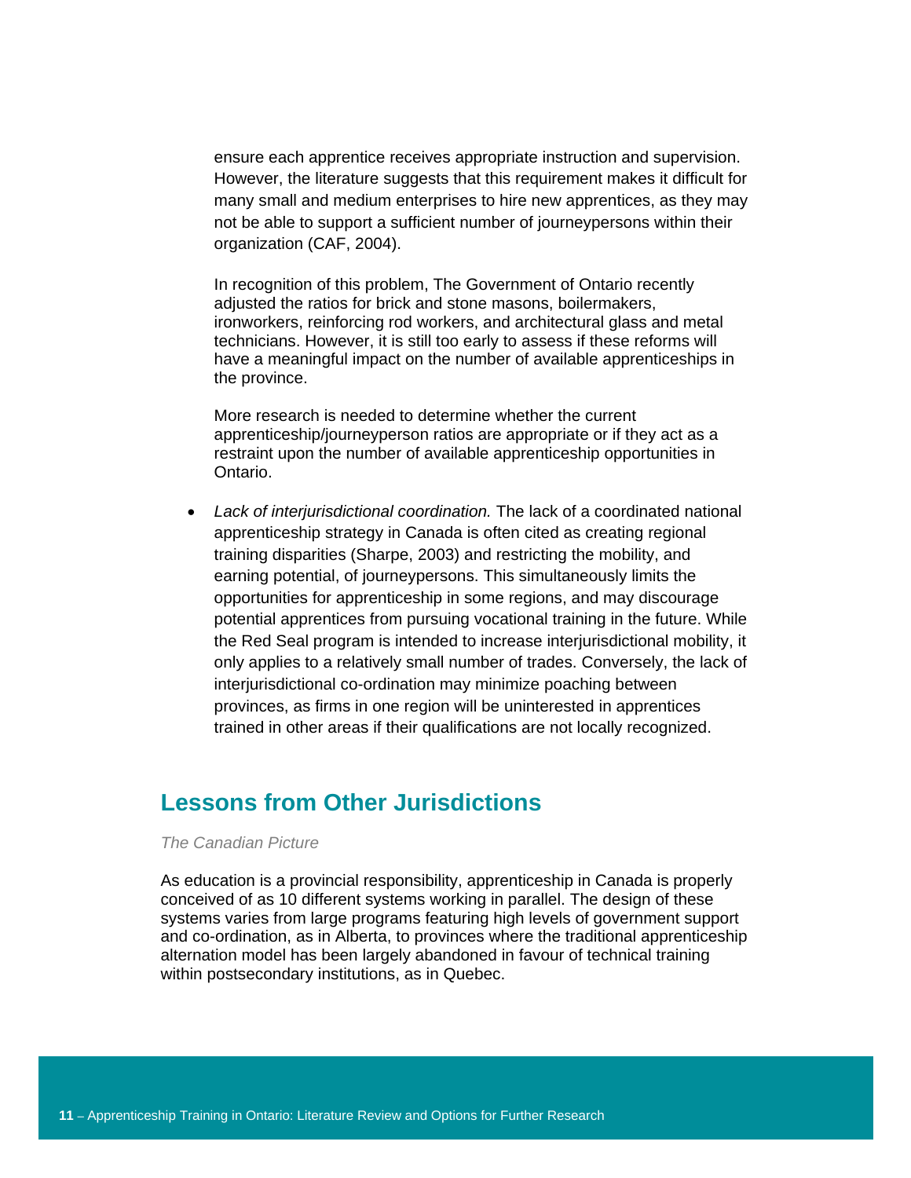ensure each apprentice receives appropriate instruction and supervision. However, the literature suggests that this requirement makes it difficult for many small and medium enterprises to hire new apprentices, as they may not be able to support a sufficient number of journeypersons within their organization (CAF, 2004).

In recognition of this problem, The Government of Ontario recently adjusted the ratios for brick and stone masons, boilermakers, ironworkers, reinforcing rod workers, and architectural glass and metal technicians. However, it is still too early to assess if these reforms will have a meaningful impact on the number of available apprenticeships in the province.

More research is needed to determine whether the current apprenticeship/journeyperson ratios are appropriate or if they act as a restraint upon the number of available apprenticeship opportunities in Ontario.

- *Lack of interjurisdictional coordination.* The lack of a coordinated national apprenticeship strategy in Canada is often cited as creating regional training disparities (Sharpe, 2003) and restricting the mobility, and earning potential, of journeypersons. This simultaneously limits the opportunities for apprenticeship in some regions, and may discourage potential apprentices from pursuing vocational training in the future. While the Red Seal program is intended to increase interjurisdictional mobility, it only applies to a relatively small number of trades. Conversely, the lack of interjurisdictional co-ordination may minimize poaching between provinces, as firms in one region will be uninterested in apprentices trained in other areas if their qualifications are not locally recognized.

## Lessons from Other Jurisdictions

*The Canadian Picture*

As education is a provincial responsibility, apprenticeship in Canada is properly conceived of as 10 different systems working in parallel. The design of these systems varies from large programs featuring high levels of government support and co-ordination, as in Alberta, to provinces where the traditional apprenticeship alternation model has been largely abandoned in favour of technical training within postsecondary institutions, as in Quebec.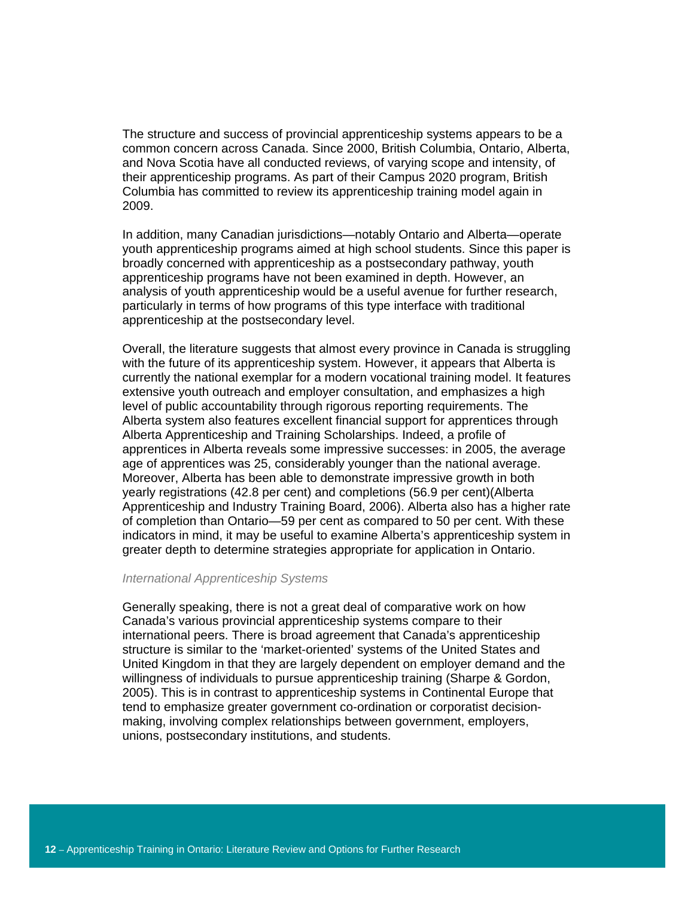The structure and success of provincial apprenticeship systems appears to be a common concern across Canada. Since 2000, British Columbia, Ontario, Alberta, and Nova Scotia have all conducted reviews, of varying scope and intensity, of their apprenticeship programs. As part of their Campus 2020 program, British Columbia has committed to review its apprenticeship training model again in 2009.

In addition, many Canadian jurisdictions—notably Ontario and Alberta—operate youth apprenticeship programs aimed at high school students. Since this paper is broadly concerned with apprenticeship as a postsecondary pathway, youth apprenticeship programs have not been examined in depth. However, an analysis of youth apprenticeship would be a useful avenue for further research, particularly in terms of how programs of this type interface with traditional apprenticeship at the postsecondary level.

Overall, the literature suggests that almost every province in Canada is struggling with the future of its apprenticeship system. However, it appears that Alberta is currently the national exemplar for a modern vocational training model. It features extensive youth outreach and employer consultation, and emphasizes a high level of public accountability through rigorous reporting requirements. The Alberta system also features excellent financial support for apprentices through Alberta Apprenticeship and Training Scholarships. Indeed, a profile of apprentices in Alberta reveals some impressive successes: in 2005, the average age of apprentices was 25, considerably younger than the national average. Moreover, Alberta has been able to demonstrate impressive growth in both yearly registrations (42.8 per cent) and completions (56.9 per cent)(Alberta Apprenticeship and Industry Training Board, 2006). Alberta also has a higher rate of completion than Ontario—59 per cent as compared to 50 per cent. With these indicators in mind, it may be useful to examine Alberta's apprenticeship system in greater depth to determine strategies appropriate for application in Ontario.

### *International Apprenticeship Systems*

Generally speaking, there is not a great deal of comparative work on how Canada's various provincial apprenticeship systems compare to their international peers. There is broad agreement that Canada's apprenticeship structure is similar to the 'market-oriented' systems of the United States and United Kingdom in that they are largely dependent on employer demand and the willingness of individuals to pursue apprenticeship training (Sharpe & Gordon, 2005). This is in contrast to apprenticeship systems in Continental Europe that tend to emphasize greater government co-ordination or corporatist decision-making, involving complex relationships between government, employers, unions, postsecondary institutions, and students.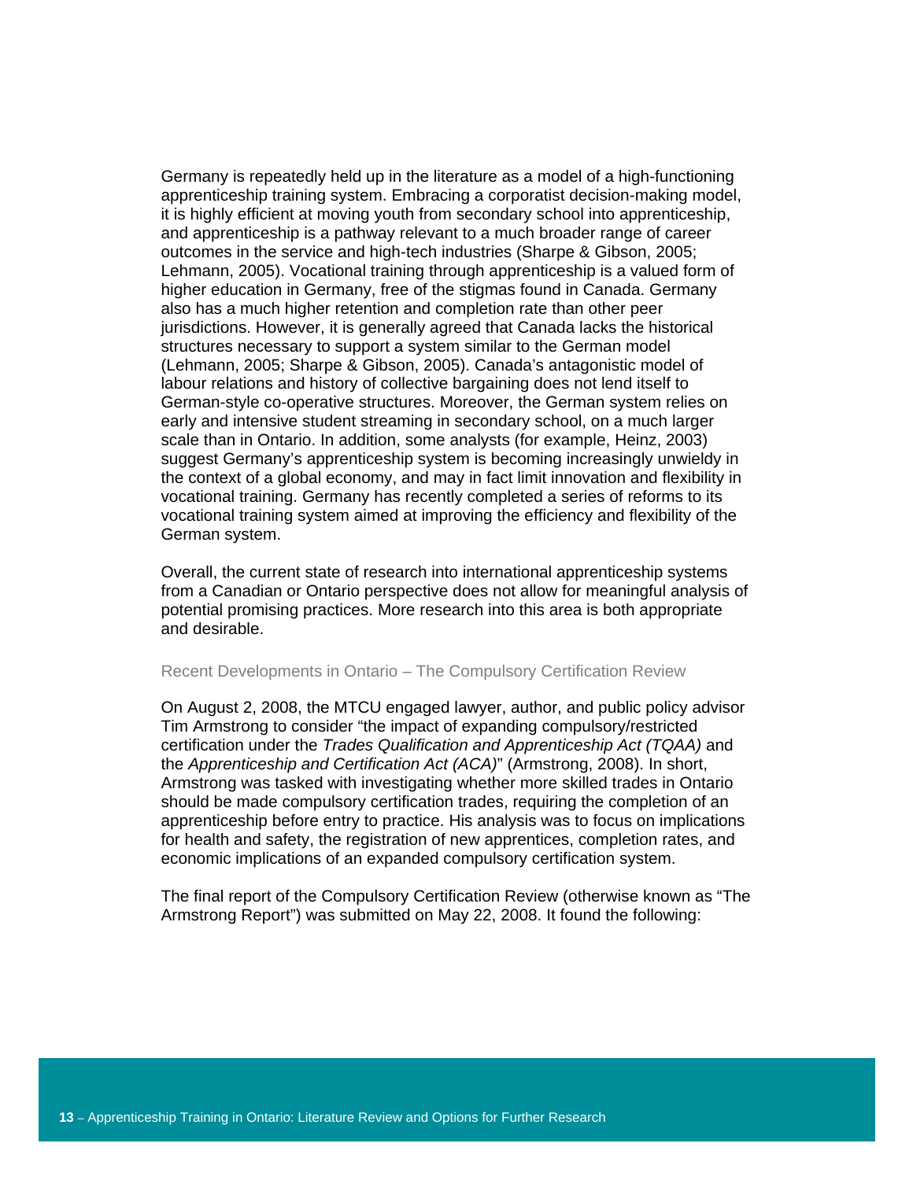Germany is repeatedly held up in the literature as a model of a high-functioning apprenticeship training system. Embracing a corporatist decision-making model, it is highly efficient at moving youth from secondary school into apprenticeship, and apprenticeship is a pathway relevant to a much broader range of career outcomes in the service and high-tech industries (Sharpe & Gibson, 2005; Lehmann, 2005). Vocational training through apprenticeship is a valued form of higher education in Germany, free of the stigmas found in Canada. Germany also has a much higher retention and completion rate than other peer jurisdictions. However, it is generally agreed that Canada lacks the historical structures necessary to support a system similar to the German model (Lehmann, 2005; Sharpe & Gibson, 2005). Canada's antagonistic model of labour relations and history of collective bargaining does not lend itself to German-style co-operative structures. Moreover, the German system relies on early and intensive student streaming in secondary school, on a much larger scale than in Ontario. In addition, some analysts (for example, Heinz, 2003) suggest Germany's apprenticeship system is becoming increasingly unwieldy in the context of a global economy, and may in fact limit innovation and flexibility in vocational training. Germany has recently completed a series of reforms to its vocational training system aimed at improving the efficiency and flexibility of the German system.

Overall, the current state of research into international apprenticeship systems from a Canadian or Ontario perspective does not allow for meaningful analysis of potential promising practices. More research into this area is both appropriate and desirable.

### Recent Developments in Ontario – The Compulsory Certification Review

On August 2, 2008, the MTCU engaged lawyer, author, and public policy advisor Tim Armstrong to consider "the impact of expanding compulsory/restricted certification under the *Trades Qualification and Apprenticeship Act (TQAA)* and the *Apprenticeship and Certification Act (ACA)*" (Armstrong, 2008). In short, Armstrong was tasked with investigating whether more skilled trades in Ontario should be made compulsory certification trades, requiring the completion of an apprenticeship before entry to practice. His analysis was to focus on implications for health and safety, the registration of new apprentices, completion rates, and economic implications of an expanded compulsory certification system.

The final report of the Compulsory Certification Review (otherwise known as "The Armstrong Report") was submitted on May 22, 2008. It found the following: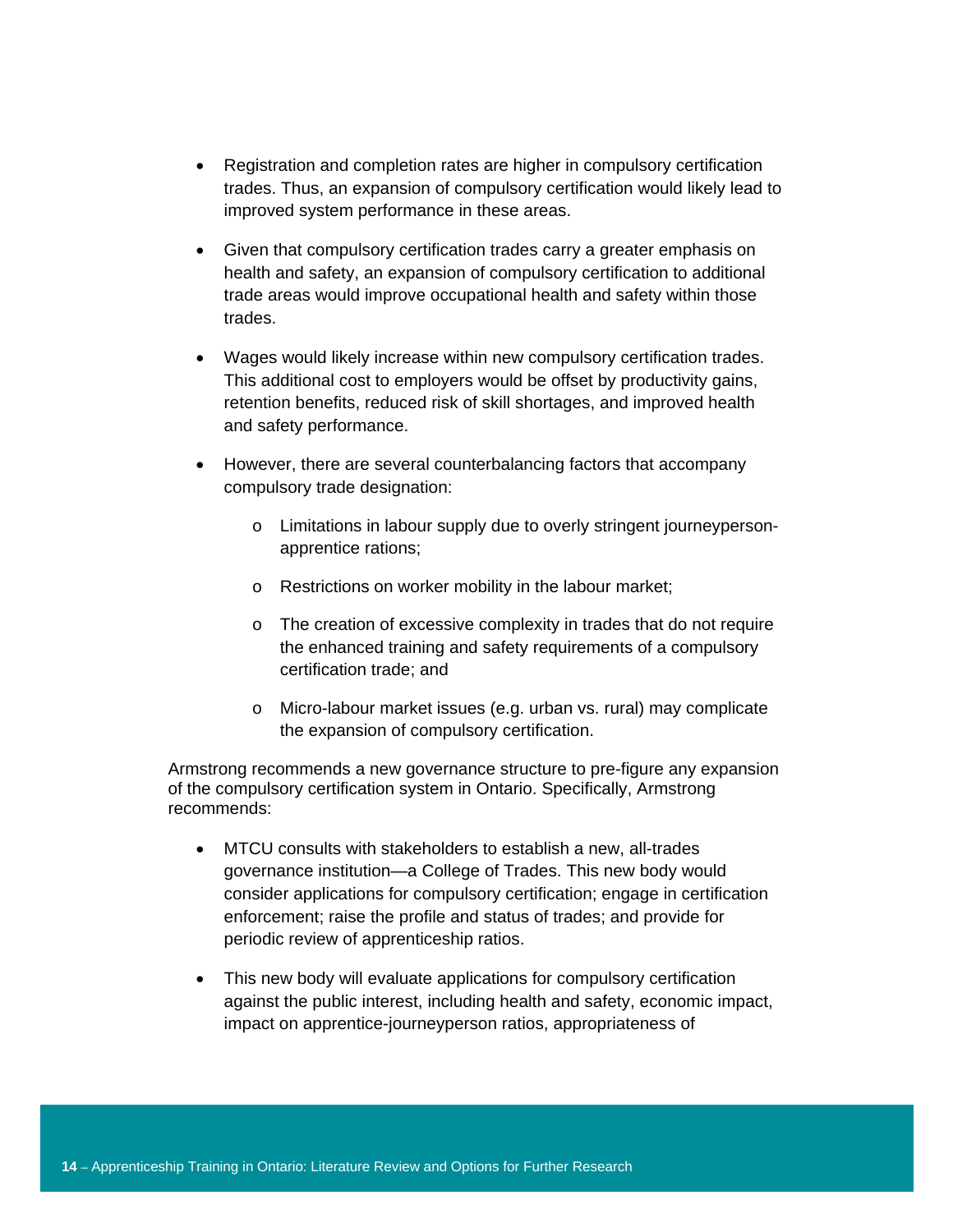- Registration and completion rates are higher in compulsory certification trades. Thus, an expansion of compulsory certification would likely lead to improved system performance in these areas.
- Given that compulsory certification trades carry a greater emphasis on health and safety, an expansion of compulsory certification to additional trade areas would improve occupational health and safety within those trades.
- Wages would likely increase within new compulsory certification trades. This additional cost to employers would be offset by productivity gains, retention benefits, reduced risk of skill shortages, and improved health and safety performance.
- However, there are several counterbalancing factors that accompany compulsory trade designation:
  - Limitations in labour supply due to overly stringent journeyperson-apprentice rations;
  - Restrictions on worker mobility in the labour market;
  - The creation of excessive complexity in trades that do not require the enhanced training and safety requirements of a compulsory certification trade; and
  - Micro-labour market issues (e.g. urban vs. rural) may complicate the expansion of compulsory certification.

Armstrong recommends a new governance structure to pre-figure any expansion of the compulsory certification system in Ontario. Specifically, Armstrong recommends:

- MTCU consults with stakeholders to establish a new, all-trades governance institution—a College of Trades. This new body would consider applications for compulsory certification; engage in certification enforcement; raise the profile and status of trades; and provide for periodic review of apprenticeship ratios.
- This new body will evaluate applications for compulsory certification against the public interest, including health and safety, economic impact, impact on apprentice-journeyperson ratios, appropriateness of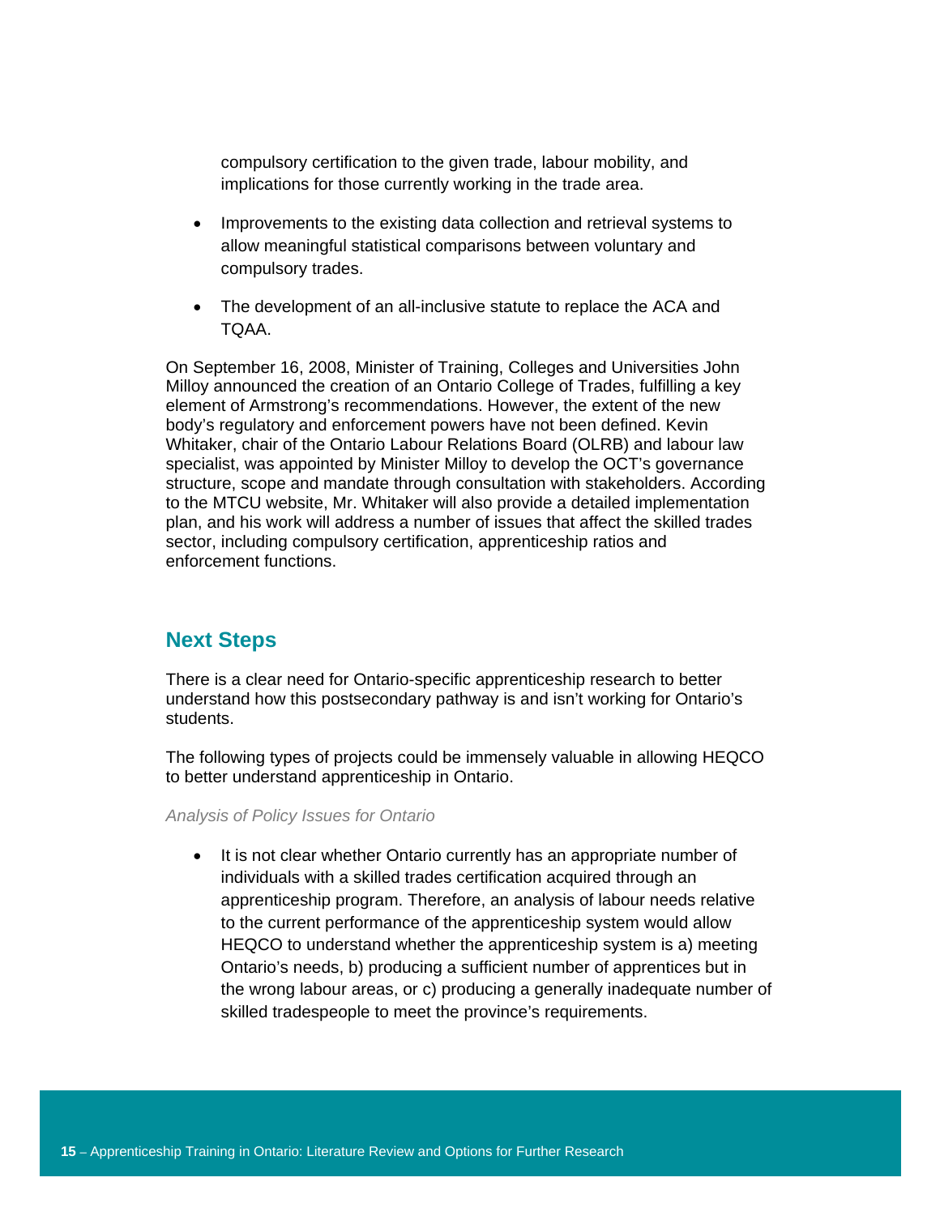compulsory certification to the given trade, labour mobility, and implications for those currently working in the trade area.

- Improvements to the existing data collection and retrieval systems to allow meaningful statistical comparisons between voluntary and compulsory trades.
- The development of an all-inclusive statute to replace the ACA and TQAA.

On September 16, 2008, Minister of Training, Colleges and Universities John Milloy announced the creation of an Ontario College of Trades, fulfilling a key element of Armstrong's recommendations. However, the extent of the new body's regulatory and enforcement powers have not been defined. Kevin Whitaker, chair of the Ontario Labour Relations Board (OLRB) and labour law specialist, was appointed by Minister Milloy to develop the OCT's governance structure, scope and mandate through consultation with stakeholders. According to the MTCU website, Mr. Whitaker will also provide a detailed implementation plan, and his work will address a number of issues that affect the skilled trades sector, including compulsory certification, apprenticeship ratios and enforcement functions.

## Next Steps

There is a clear need for Ontario-specific apprenticeship research to better understand how this postsecondary pathway is and isn't working for Ontario's students.

The following types of projects could be immensely valuable in allowing HEQCO to better understand apprenticeship in Ontario.

*Analysis of Policy Issues for Ontario*

- It is not clear whether Ontario currently has an appropriate number of individuals with a skilled trades certification acquired through an apprenticeship program. Therefore, an analysis of labour needs relative to the current performance of the apprenticeship system would allow HEQCO to understand whether the apprenticeship system is a) meeting Ontario's needs, b) producing a sufficient number of apprentices but in the wrong labour areas, or c) producing a generally inadequate number of skilled tradespeople to meet the province's requirements.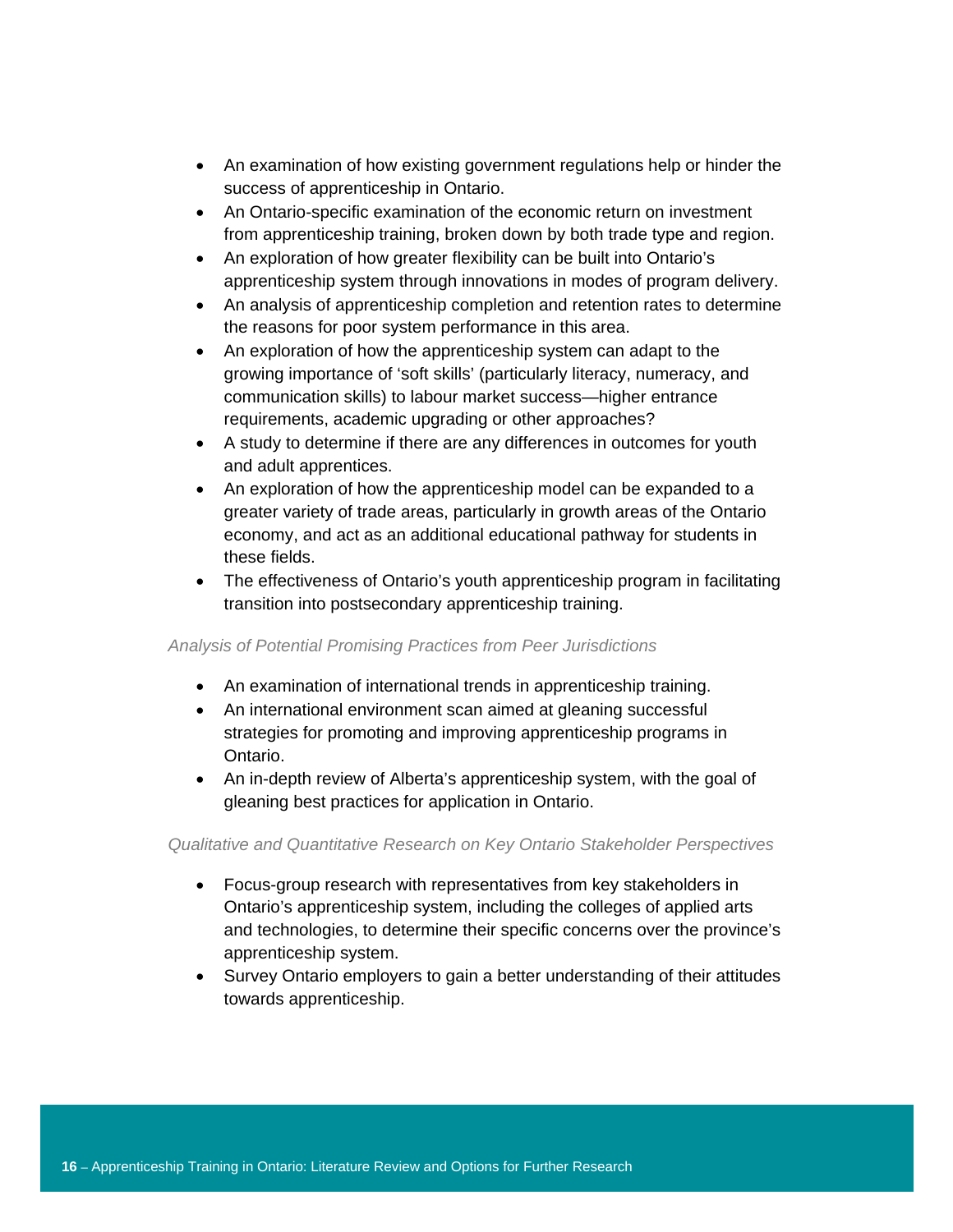- An examination of how existing government regulations help or hinder the success of apprenticeship in Ontario.
- An Ontario-specific examination of the economic return on investment from apprenticeship training, broken down by both trade type and region.
- An exploration of how greater flexibility can be built into Ontario's apprenticeship system through innovations in modes of program delivery.
- An analysis of apprenticeship completion and retention rates to determine the reasons for poor system performance in this area.
- An exploration of how the apprenticeship system can adapt to the growing importance of 'soft skills' (particularly literacy, numeracy, and communication skills) to labour market success—higher entrance requirements, academic upgrading or other approaches?
- A study to determine if there are any differences in outcomes for youth and adult apprentices.
- An exploration of how the apprenticeship model can be expanded to a greater variety of trade areas, particularly in growth areas of the Ontario economy, and act as an additional educational pathway for students in these fields.
- The effectiveness of Ontario's youth apprenticeship program in facilitating transition into postsecondary apprenticeship training.

*Analysis of Potential Promising Practices from Peer Jurisdictions*

- An examination of international trends in apprenticeship training.
- An international environment scan aimed at gleaning successful strategies for promoting and improving apprenticeship programs in Ontario.
- An in-depth review of Alberta's apprenticeship system, with the goal of gleaning best practices for application in Ontario.

*Qualitative and Quantitative Research on Key Ontario Stakeholder Perspectives*

- Focus-group research with representatives from key stakeholders in Ontario's apprenticeship system, including the colleges of applied arts and technologies, to determine their specific concerns over the province's apprenticeship system.
- Survey Ontario employers to gain a better understanding of their attitudes towards apprenticeship.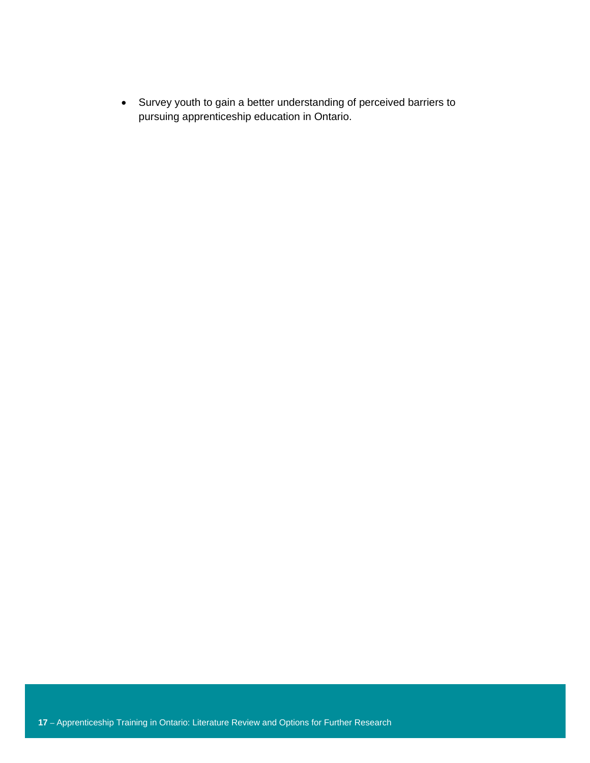- Survey youth to gain a better understanding of perceived barriers to pursuing apprenticeship education in Ontario.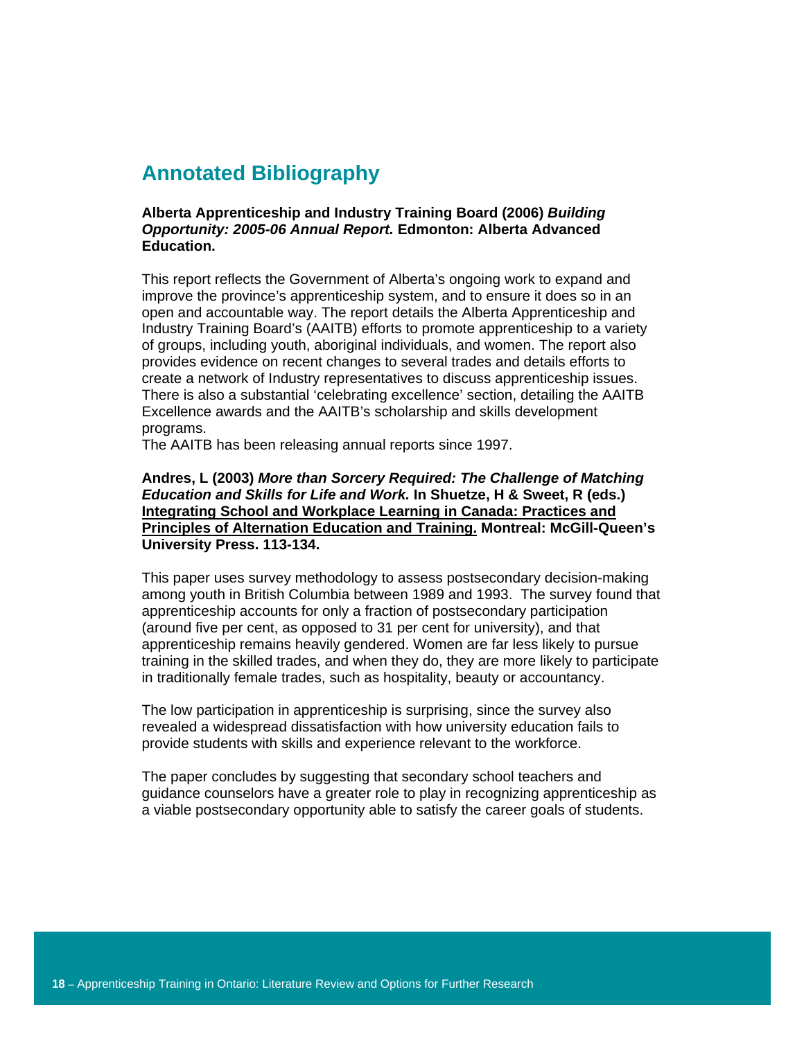## Annotated Bibliography

**Alberta Apprenticeship and Industry Training Board (2006)** ***Building Opportunity: 2005-06 Annual Report.*** **Edmonton: Alberta Advanced Education.**

This report reflects the Government of Alberta's ongoing work to expand and improve the province's apprenticeship system, and to ensure it does so in an open and accountable way. The report details the Alberta Apprenticeship and Industry Training Board's (AAITB) efforts to promote apprenticeship to a variety of groups, including youth, aboriginal individuals, and women. The report also provides evidence on recent changes to several trades and details efforts to create a network of Industry representatives to discuss apprenticeship issues. There is also a substantial 'celebrating excellence' section, detailing the AAITB Excellence awards and the AAITB's scholarship and skills development programs.
The AAITB has been releasing annual reports since 1997.

**Andres, L (2003)** ***More than Sorcery Required: The Challenge of Matching Education and Skills for Life and Work.*** **In Shuetze, H & Sweet, R (eds.)** **<u>Integrating School and Workplace Learning in Canada: Practices and Principles of Alternation Education and Training.</u>** **Montreal: McGill-Queen's University Press. 113-134.**

This paper uses survey methodology to assess postsecondary decision-making among youth in British Columbia between 1989 and 1993. The survey found that apprenticeship accounts for only a fraction of postsecondary participation (around five per cent, as opposed to 31 per cent for university), and that apprenticeship remains heavily gendered. Women are far less likely to pursue training in the skilled trades, and when they do, they are more likely to participate in traditionally female trades, such as hospitality, beauty or accountancy.

The low participation in apprenticeship is surprising, since the survey also revealed a widespread dissatisfaction with how university education fails to provide students with skills and experience relevant to the workforce.

The paper concludes by suggesting that secondary school teachers and guidance counselors have a greater role to play in recognizing apprenticeship as a viable postsecondary opportunity able to satisfy the career goals of students.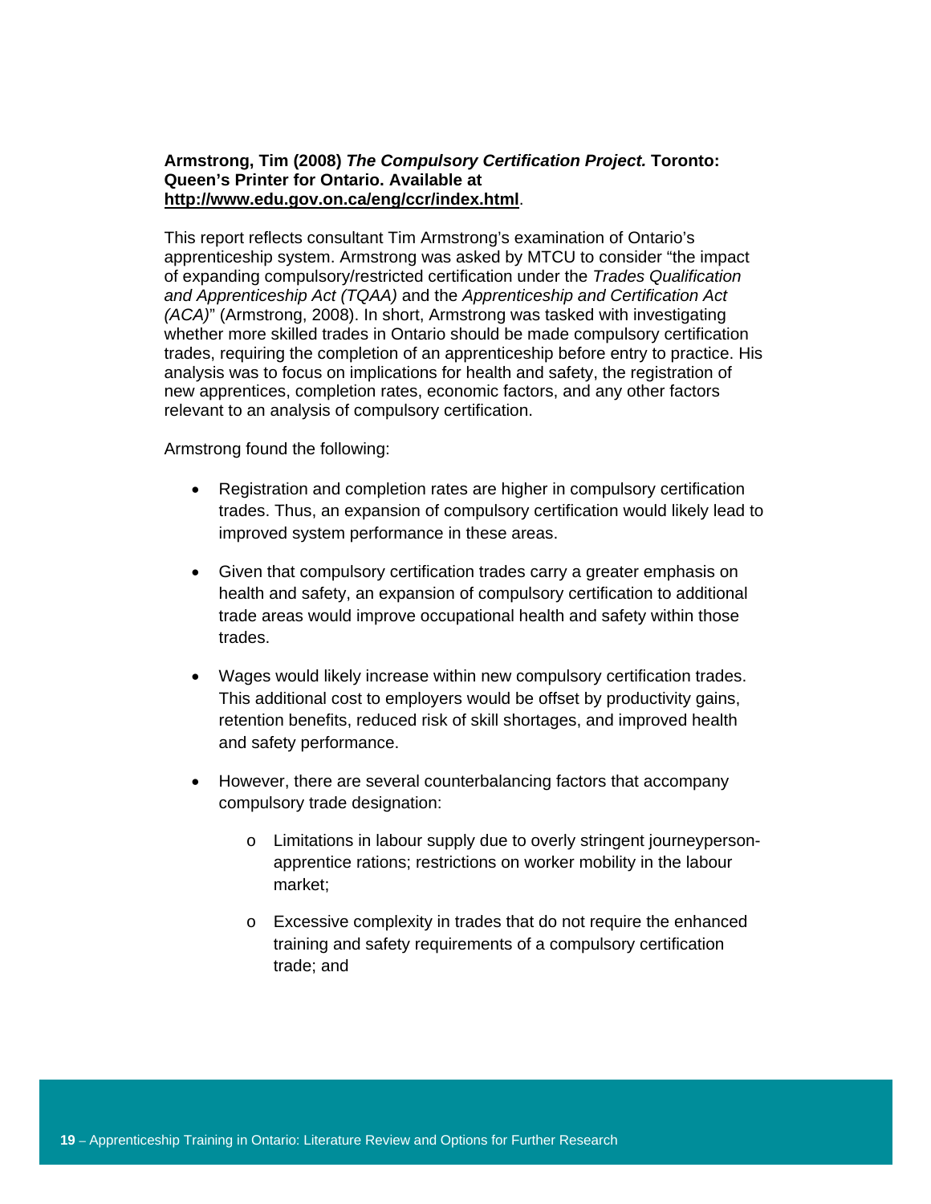**Armstrong, Tim (2008) *The Compulsory Certification Project.* Toronto: Queen's Printer for Ontario. Available at http://www.edu.gov.on.ca/eng/ccr/index.html**.

This report reflects consultant Tim Armstrong's examination of Ontario's apprenticeship system. Armstrong was asked by MTCU to consider "the impact of expanding compulsory/restricted certification under the *Trades Qualification and Apprenticeship Act (TQAA)* and the *Apprenticeship and Certification Act (ACA)*" (Armstrong, 2008). In short, Armstrong was tasked with investigating whether more skilled trades in Ontario should be made compulsory certification trades, requiring the completion of an apprenticeship before entry to practice. His analysis was to focus on implications for health and safety, the registration of new apprentices, completion rates, economic factors, and any other factors relevant to an analysis of compulsory certification.

Armstrong found the following:

- Registration and completion rates are higher in compulsory certification trades. Thus, an expansion of compulsory certification would likely lead to improved system performance in these areas.
- Given that compulsory certification trades carry a greater emphasis on health and safety, an expansion of compulsory certification to additional trade areas would improve occupational health and safety within those trades.
- Wages would likely increase within new compulsory certification trades. This additional cost to employers would be offset by productivity gains, retention benefits, reduced risk of skill shortages, and improved health and safety performance.
- However, there are several counterbalancing factors that accompany compulsory trade designation:
  - Limitations in labour supply due to overly stringent journeyperson-apprentice rations; restrictions on worker mobility in the labour market;
  - Excessive complexity in trades that do not require the enhanced training and safety requirements of a compulsory certification trade; and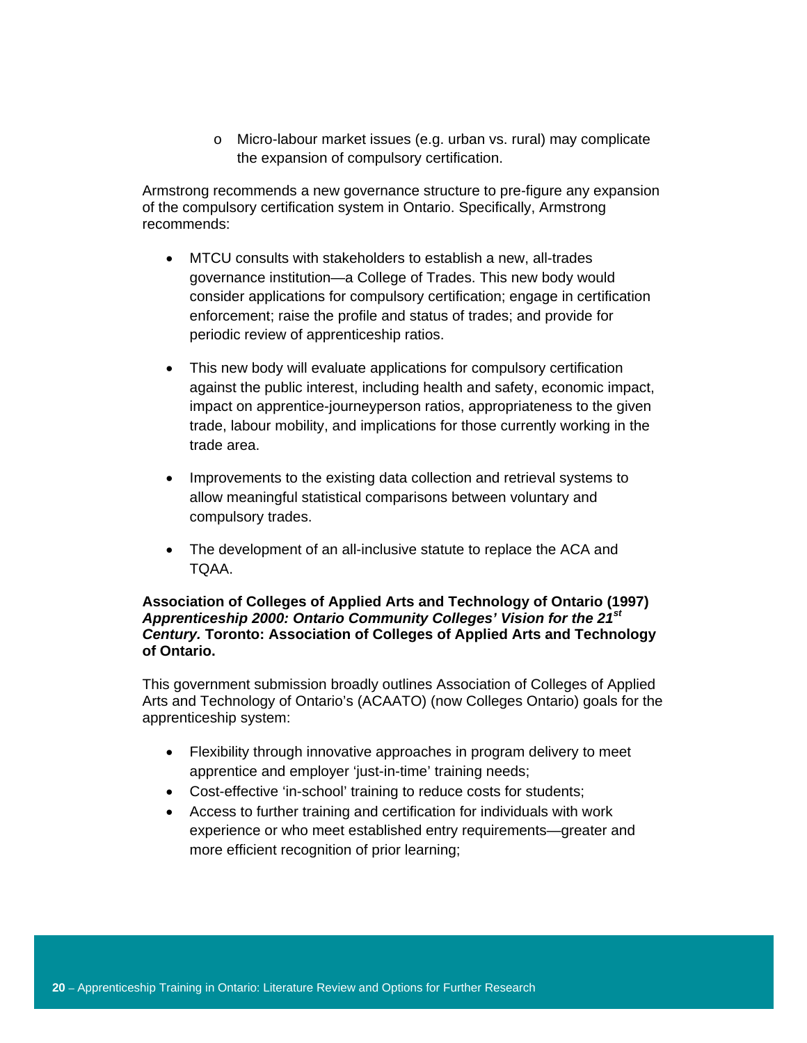- Micro-labour market issues (e.g. urban vs. rural) may complicate the expansion of compulsory certification.

Armstrong recommends a new governance structure to pre-figure any expansion of the compulsory certification system in Ontario. Specifically, Armstrong recommends:

- MTCU consults with stakeholders to establish a new, all-trades governance institution—a College of Trades. This new body would consider applications for compulsory certification; engage in certification enforcement; raise the profile and status of trades; and provide for periodic review of apprenticeship ratios.

- This new body will evaluate applications for compulsory certification against the public interest, including health and safety, economic impact, impact on apprentice-journeyperson ratios, appropriateness to the given trade, labour mobility, and implications for those currently working in the trade area.

- Improvements to the existing data collection and retrieval systems to allow meaningful statistical comparisons between voluntary and compulsory trades.

- The development of an all-inclusive statute to replace the ACA and TQAA.

**Association of Colleges of Applied Arts and Technology of Ontario (1997) *Apprenticeship 2000: Ontario Community Colleges' Vision for the 21st Century.* Toronto: Association of Colleges of Applied Arts and Technology of Ontario.**

This government submission broadly outlines Association of Colleges of Applied Arts and Technology of Ontario's (ACAATO) (now Colleges Ontario) goals for the apprenticeship system:

- Flexibility through innovative approaches in program delivery to meet apprentice and employer 'just-in-time' training needs;
- Cost-effective 'in-school' training to reduce costs for students;
- Access to further training and certification for individuals with work experience or who meet established entry requirements—greater and more efficient recognition of prior learning;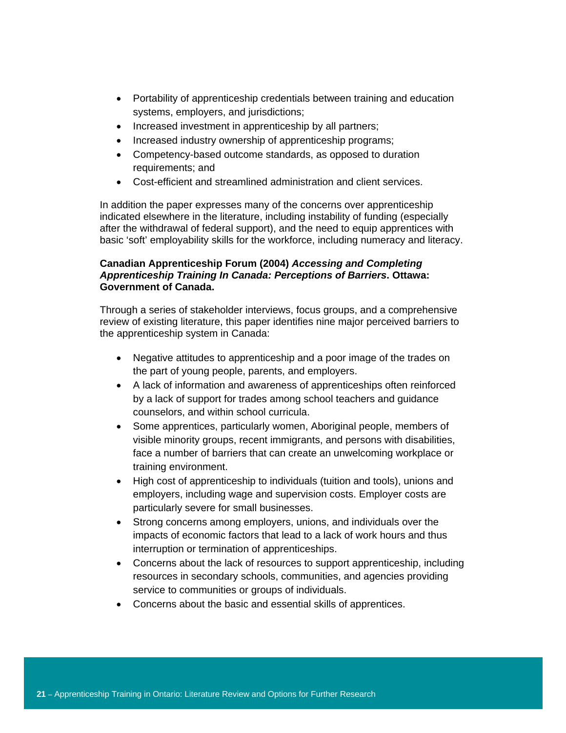- Portability of apprenticeship credentials between training and education systems, employers, and jurisdictions;
- Increased investment in apprenticeship by all partners;
- Increased industry ownership of apprenticeship programs;
- Competency-based outcome standards, as opposed to duration requirements; and
- Cost-efficient and streamlined administration and client services.

In addition the paper expresses many of the concerns over apprenticeship indicated elsewhere in the literature, including instability of funding (especially after the withdrawal of federal support), and the need to equip apprentices with basic 'soft' employability skills for the workforce, including numeracy and literacy.

**Canadian Apprenticeship Forum (2004) *Accessing and Completing Apprenticeship Training In Canada: Perceptions of Barriers*. Ottawa: Government of Canada.**

Through a series of stakeholder interviews, focus groups, and a comprehensive review of existing literature, this paper identifies nine major perceived barriers to the apprenticeship system in Canada:

- Negative attitudes to apprenticeship and a poor image of the trades on the part of young people, parents, and employers.
- A lack of information and awareness of apprenticeships often reinforced by a lack of support for trades among school teachers and guidance counselors, and within school curricula.
- Some apprentices, particularly women, Aboriginal people, members of visible minority groups, recent immigrants, and persons with disabilities, face a number of barriers that can create an unwelcoming workplace or training environment.
- High cost of apprenticeship to individuals (tuition and tools), unions and employers, including wage and supervision costs. Employer costs are particularly severe for small businesses.
- Strong concerns among employers, unions, and individuals over the impacts of economic factors that lead to a lack of work hours and thus interruption or termination of apprenticeships.
- Concerns about the lack of resources to support apprenticeship, including resources in secondary schools, communities, and agencies providing service to communities or groups of individuals.
- Concerns about the basic and essential skills of apprentices.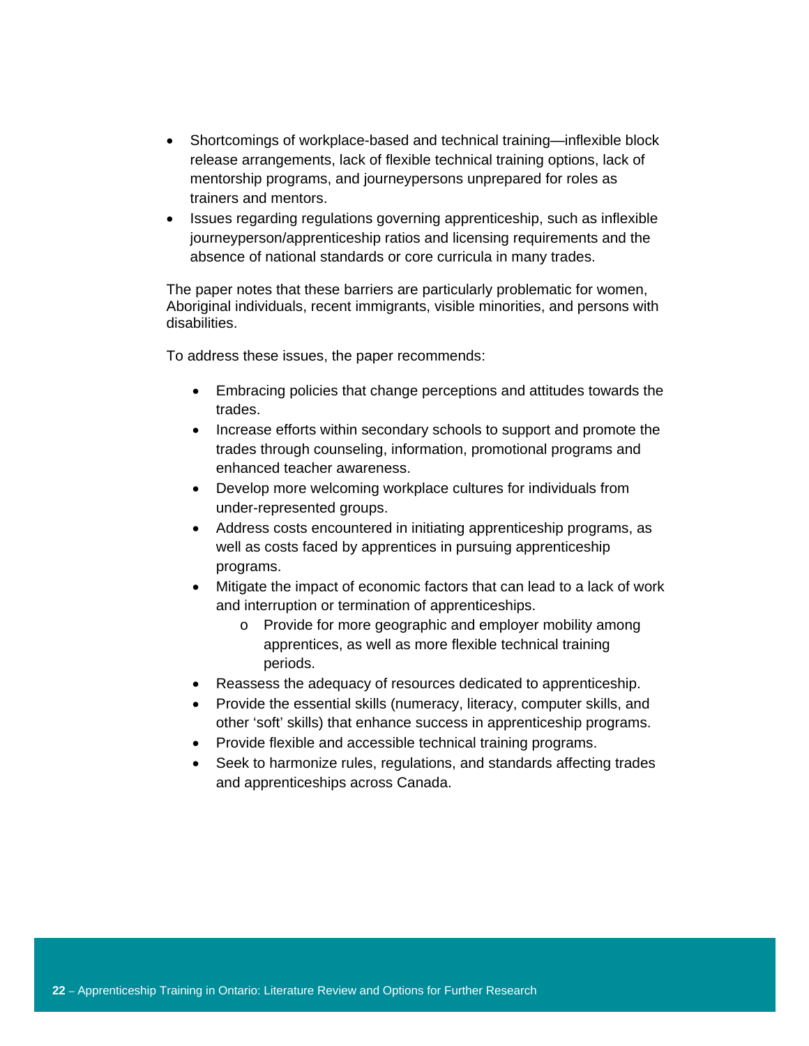- Shortcomings of workplace-based and technical training—inflexible block release arrangements, lack of flexible technical training options, lack of mentorship programs, and journeypersons unprepared for roles as trainers and mentors.
- Issues regarding regulations governing apprenticeship, such as inflexible journeyperson/apprenticeship ratios and licensing requirements and the absence of national standards or core curricula in many trades.

The paper notes that these barriers are particularly problematic for women, Aboriginal individuals, recent immigrants, visible minorities, and persons with disabilities.

To address these issues, the paper recommends:

- Embracing policies that change perceptions and attitudes towards the trades.
- Increase efforts within secondary schools to support and promote the trades through counseling, information, promotional programs and enhanced teacher awareness.
- Develop more welcoming workplace cultures for individuals from under-represented groups.
- Address costs encountered in initiating apprenticeship programs, as well as costs faced by apprentices in pursuing apprenticeship programs.
- Mitigate the impact of economic factors that can lead to a lack of work and interruption or termination of apprenticeships.
    - Provide for more geographic and employer mobility among apprentices, as well as more flexible technical training periods.
- Reassess the adequacy of resources dedicated to apprenticeship.
- Provide the essential skills (numeracy, literacy, computer skills, and other 'soft' skills) that enhance success in apprenticeship programs.
- Provide flexible and accessible technical training programs.
- Seek to harmonize rules, regulations, and standards affecting trades and apprenticeships across Canada.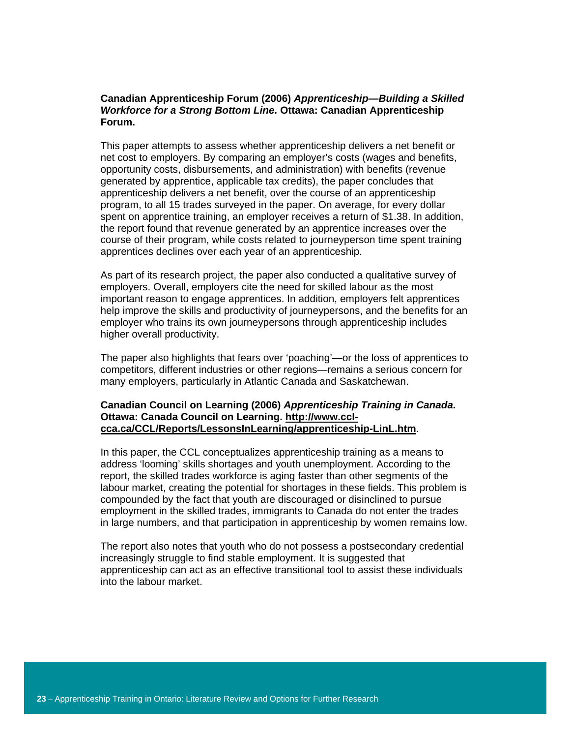**Canadian Apprenticeship Forum (2006)** ***Apprenticeship—Building a Skilled Workforce for a Strong Bottom Line.*** **Ottawa: Canadian Apprenticeship Forum.**

This paper attempts to assess whether apprenticeship delivers a net benefit or net cost to employers. By comparing an employer's costs (wages and benefits, opportunity costs, disbursements, and administration) with benefits (revenue generated by apprentice, applicable tax credits), the paper concludes that apprenticeship delivers a net benefit, over the course of an apprenticeship program, to all 15 trades surveyed in the paper. On average, for every dollar spent on apprentice training, an employer receives a return of $1.38. In addition, the report found that revenue generated by an apprentice increases over the course of their program, while costs related to journeyperson time spent training apprentices declines over each year of an apprenticeship.

As part of its research project, the paper also conducted a qualitative survey of employers. Overall, employers cite the need for skilled labour as the most important reason to engage apprentices. In addition, employers felt apprentices help improve the skills and productivity of journeypersons, and the benefits for an employer who trains its own journeypersons through apprenticeship includes higher overall productivity.

The paper also highlights that fears over 'poaching'—or the loss of apprentices to competitors, different industries or other regions—remains a serious concern for many employers, particularly in Atlantic Canada and Saskatchewan.

**Canadian Council on Learning (2006)** ***Apprenticeship Training in Canada.*** **Ottawa: Canada Council on Learning. http://www.ccl-cca.ca/CCL/Reports/LessonsInLearning/apprenticeship-LinL.htm**.

In this paper, the CCL conceptualizes apprenticeship training as a means to address 'looming' skills shortages and youth unemployment. According to the report, the skilled trades workforce is aging faster than other segments of the labour market, creating the potential for shortages in these fields. This problem is compounded by the fact that youth are discouraged or disinclined to pursue employment in the skilled trades, immigrants to Canada do not enter the trades in large numbers, and that participation in apprenticeship by women remains low.

The report also notes that youth who do not possess a postsecondary credential increasingly struggle to find stable employment. It is suggested that apprenticeship can act as an effective transitional tool to assist these individuals into the labour market.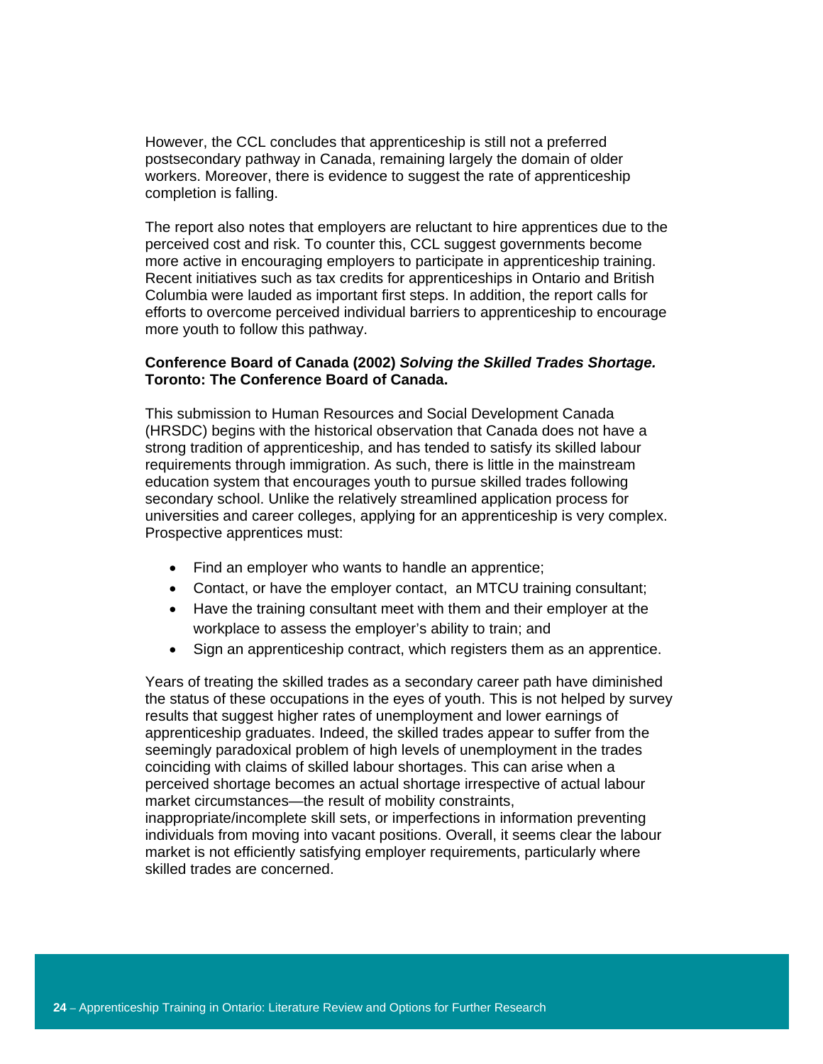However, the CCL concludes that apprenticeship is still not a preferred postsecondary pathway in Canada, remaining largely the domain of older workers. Moreover, there is evidence to suggest the rate of apprenticeship completion is falling.

The report also notes that employers are reluctant to hire apprentices due to the perceived cost and risk. To counter this, CCL suggest governments become more active in encouraging employers to participate in apprenticeship training. Recent initiatives such as tax credits for apprenticeships in Ontario and British Columbia were lauded as important first steps. In addition, the report calls for efforts to overcome perceived individual barriers to apprenticeship to encourage more youth to follow this pathway.

**Conference Board of Canada (2002) *Solving the Skilled Trades Shortage.* Toronto: The Conference Board of Canada.**

This submission to Human Resources and Social Development Canada (HRSDC) begins with the historical observation that Canada does not have a strong tradition of apprenticeship, and has tended to satisfy its skilled labour requirements through immigration. As such, there is little in the mainstream education system that encourages youth to pursue skilled trades following secondary school. Unlike the relatively streamlined application process for universities and career colleges, applying for an apprenticeship is very complex. Prospective apprentices must:

- Find an employer who wants to handle an apprentice;
- Contact, or have the employer contact, an MTCU training consultant;
- Have the training consultant meet with them and their employer at the workplace to assess the employer's ability to train; and
- Sign an apprenticeship contract, which registers them as an apprentice.

Years of treating the skilled trades as a secondary career path have diminished the status of these occupations in the eyes of youth. This is not helped by survey results that suggest higher rates of unemployment and lower earnings of apprenticeship graduates. Indeed, the skilled trades appear to suffer from the seemingly paradoxical problem of high levels of unemployment in the trades coinciding with claims of skilled labour shortages. This can arise when a perceived shortage becomes an actual shortage irrespective of actual labour market circumstances—the result of mobility constraints, inappropriate/incomplete skill sets, or imperfections in information preventing individuals from moving into vacant positions. Overall, it seems clear the labour market is not efficiently satisfying employer requirements, particularly where skilled trades are concerned.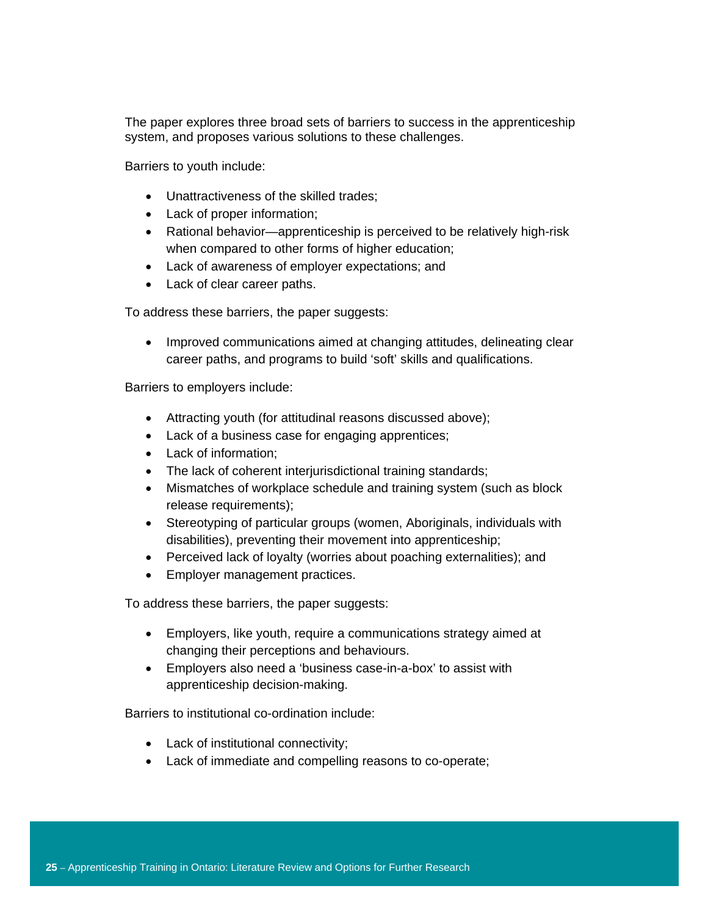The paper explores three broad sets of barriers to success in the apprenticeship system, and proposes various solutions to these challenges.

Barriers to youth include:

- Unattractiveness of the skilled trades;
- Lack of proper information;
- Rational behavior—apprenticeship is perceived to be relatively high-risk when compared to other forms of higher education;
- Lack of awareness of employer expectations; and
- Lack of clear career paths.

To address these barriers, the paper suggests:

- Improved communications aimed at changing attitudes, delineating clear career paths, and programs to build 'soft' skills and qualifications.

Barriers to employers include:

- Attracting youth (for attitudinal reasons discussed above);
- Lack of a business case for engaging apprentices;
- Lack of information;
- The lack of coherent interjurisdictional training standards;
- Mismatches of workplace schedule and training system (such as block release requirements);
- Stereotyping of particular groups (women, Aboriginals, individuals with disabilities), preventing their movement into apprenticeship;
- Perceived lack of loyalty (worries about poaching externalities); and
- Employer management practices.

To address these barriers, the paper suggests:

- Employers, like youth, require a communications strategy aimed at changing their perceptions and behaviours.
- Employers also need a 'business case-in-a-box' to assist with apprenticeship decision-making.

Barriers to institutional co-ordination include:

- Lack of institutional connectivity;
- Lack of immediate and compelling reasons to co-operate;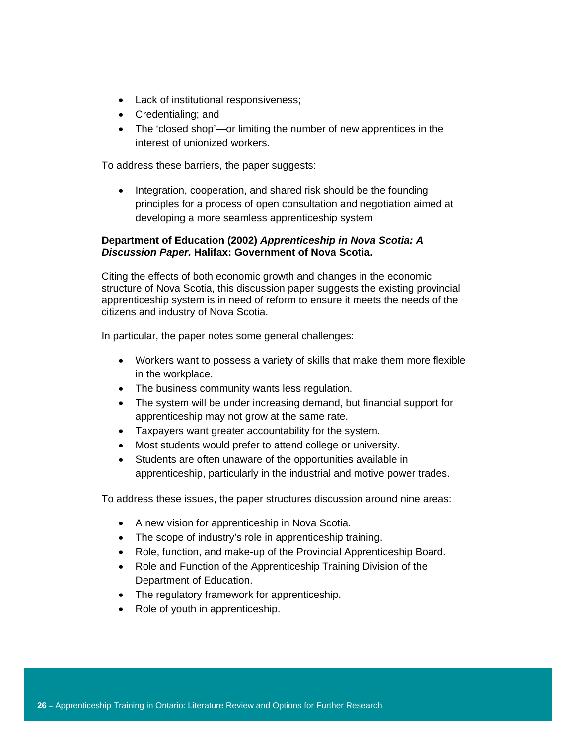- Lack of institutional responsiveness;
- Credentialing; and
- The 'closed shop'—or limiting the number of new apprentices in the interest of unionized workers.

To address these barriers, the paper suggests:

- Integration, cooperation, and shared risk should be the founding principles for a process of open consultation and negotiation aimed at developing a more seamless apprenticeship system

**Department of Education (2002) *Apprenticeship in Nova Scotia: A Discussion Paper.* Halifax: Government of Nova Scotia.**

Citing the effects of both economic growth and changes in the economic structure of Nova Scotia, this discussion paper suggests the existing provincial apprenticeship system is in need of reform to ensure it meets the needs of the citizens and industry of Nova Scotia.

In particular, the paper notes some general challenges:

- Workers want to possess a variety of skills that make them more flexible in the workplace.
- The business community wants less regulation.
- The system will be under increasing demand, but financial support for apprenticeship may not grow at the same rate.
- Taxpayers want greater accountability for the system.
- Most students would prefer to attend college or university.
- Students are often unaware of the opportunities available in apprenticeship, particularly in the industrial and motive power trades.

To address these issues, the paper structures discussion around nine areas:

- A new vision for apprenticeship in Nova Scotia.
- The scope of industry's role in apprenticeship training.
- Role, function, and make-up of the Provincial Apprenticeship Board.
- Role and Function of the Apprenticeship Training Division of the Department of Education.
- The regulatory framework for apprenticeship.
- Role of youth in apprenticeship.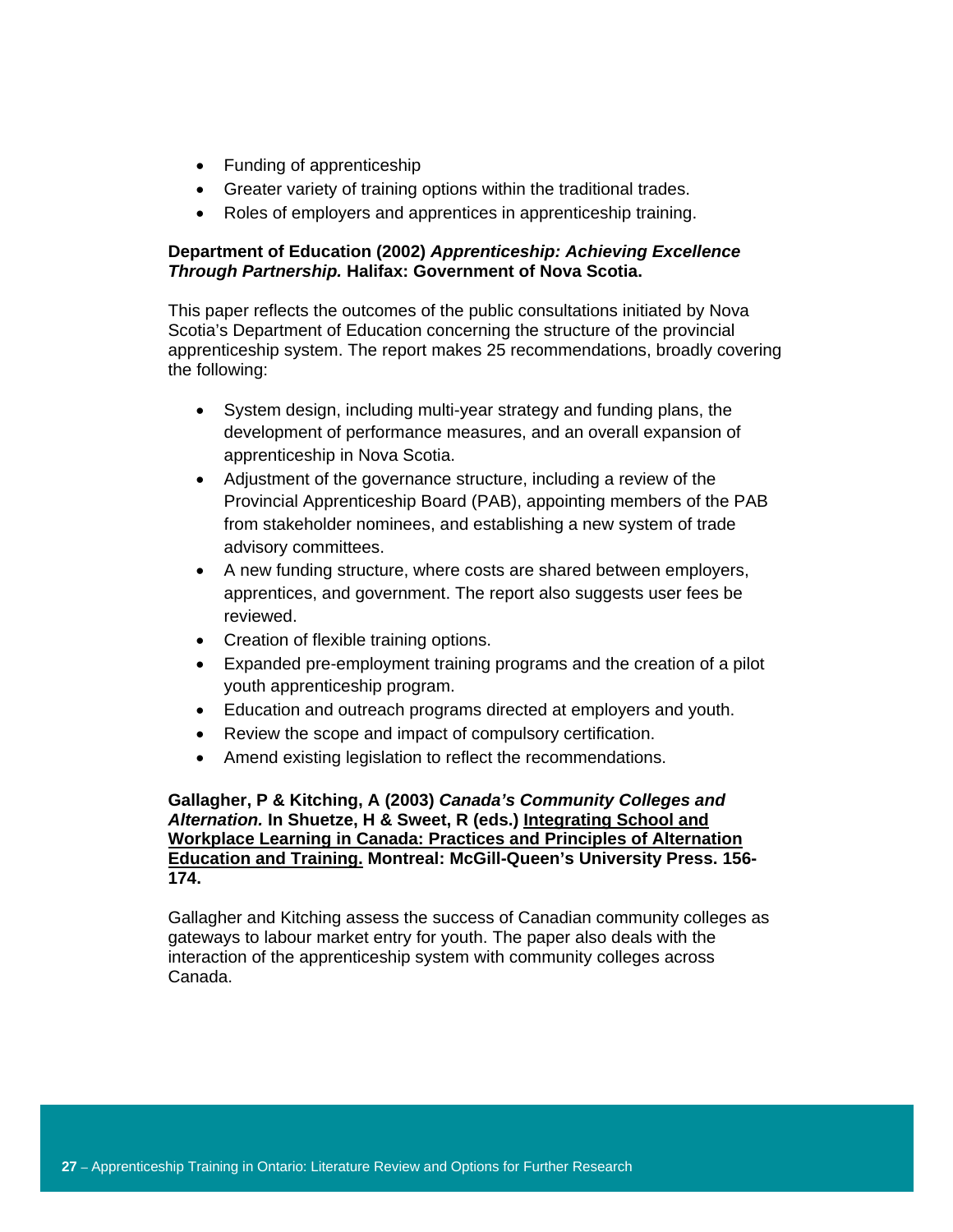- Funding of apprenticeship
- Greater variety of training options within the traditional trades.
- Roles of employers and apprentices in apprenticeship training.

**Department of Education (2002) *Apprenticeship: Achieving Excellence Through Partnership.* Halifax: Government of Nova Scotia.**

This paper reflects the outcomes of the public consultations initiated by Nova Scotia's Department of Education concerning the structure of the provincial apprenticeship system. The report makes 25 recommendations, broadly covering the following:

- System design, including multi-year strategy and funding plans, the development of performance measures, and an overall expansion of apprenticeship in Nova Scotia.
- Adjustment of the governance structure, including a review of the Provincial Apprenticeship Board (PAB), appointing members of the PAB from stakeholder nominees, and establishing a new system of trade advisory committees.
- A new funding structure, where costs are shared between employers, apprentices, and government. The report also suggests user fees be reviewed.
- Creation of flexible training options.
- Expanded pre-employment training programs and the creation of a pilot youth apprenticeship program.
- Education and outreach programs directed at employers and youth.
- Review the scope and impact of compulsory certification.
- Amend existing legislation to reflect the recommendations.

**Gallagher, P & Kitching, A (2003) *Canada's Community Colleges and Alternation.* In Shuetze, H & Sweet, R (eds.) <u>Integrating School and Workplace Learning in Canada: Practices and Principles of Alternation Education and Training.</u> Montreal: McGill-Queen's University Press. 156-174.**

Gallagher and Kitching assess the success of Canadian community colleges as gateways to labour market entry for youth. The paper also deals with the interaction of the apprenticeship system with community colleges across Canada.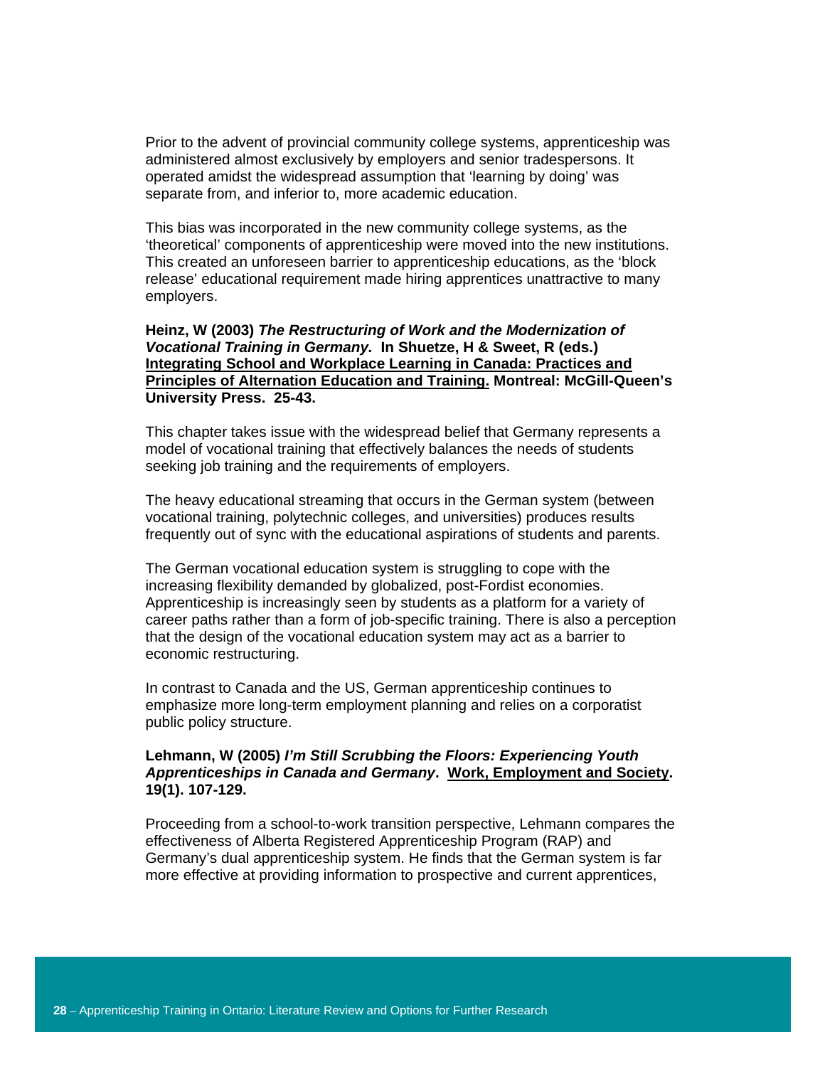Prior to the advent of provincial community college systems, apprenticeship was administered almost exclusively by employers and senior tradespersons. It operated amidst the widespread assumption that 'learning by doing' was separate from, and inferior to, more academic education.

This bias was incorporated in the new community college systems, as the 'theoretical' components of apprenticeship were moved into the new institutions. This created an unforeseen barrier to apprenticeship educations, as the 'block release' educational requirement made hiring apprentices unattractive to many employers.

**Heinz, W (2003) *The Restructuring of Work and the Modernization of Vocational Training in Germany.* In Shuetze, H & Sweet, R (eds.) <u>Integrating School and Workplace Learning in Canada: Practices and Principles of Alternation Education and Training.</u> Montreal: McGill-Queen's University Press. 25-43.**

This chapter takes issue with the widespread belief that Germany represents a model of vocational training that effectively balances the needs of students seeking job training and the requirements of employers.

The heavy educational streaming that occurs in the German system (between vocational training, polytechnic colleges, and universities) produces results frequently out of sync with the educational aspirations of students and parents.

The German vocational education system is struggling to cope with the increasing flexibility demanded by globalized, post-Fordist economies. Apprenticeship is increasingly seen by students as a platform for a variety of career paths rather than a form of job-specific training. There is also a perception that the design of the vocational education system may act as a barrier to economic restructuring.

In contrast to Canada and the US, German apprenticeship continues to emphasize more long-term employment planning and relies on a corporatist public policy structure.

**Lehmann, W (2005) *I'm Still Scrubbing the Floors: Experiencing Youth Apprenticeships in Canada and Germany*. <u>Work, Employment and Society</u>. 19(1). 107-129.**

Proceeding from a school-to-work transition perspective, Lehmann compares the effectiveness of Alberta Registered Apprenticeship Program (RAP) and Germany's dual apprenticeship system. He finds that the German system is far more effective at providing information to prospective and current apprentices,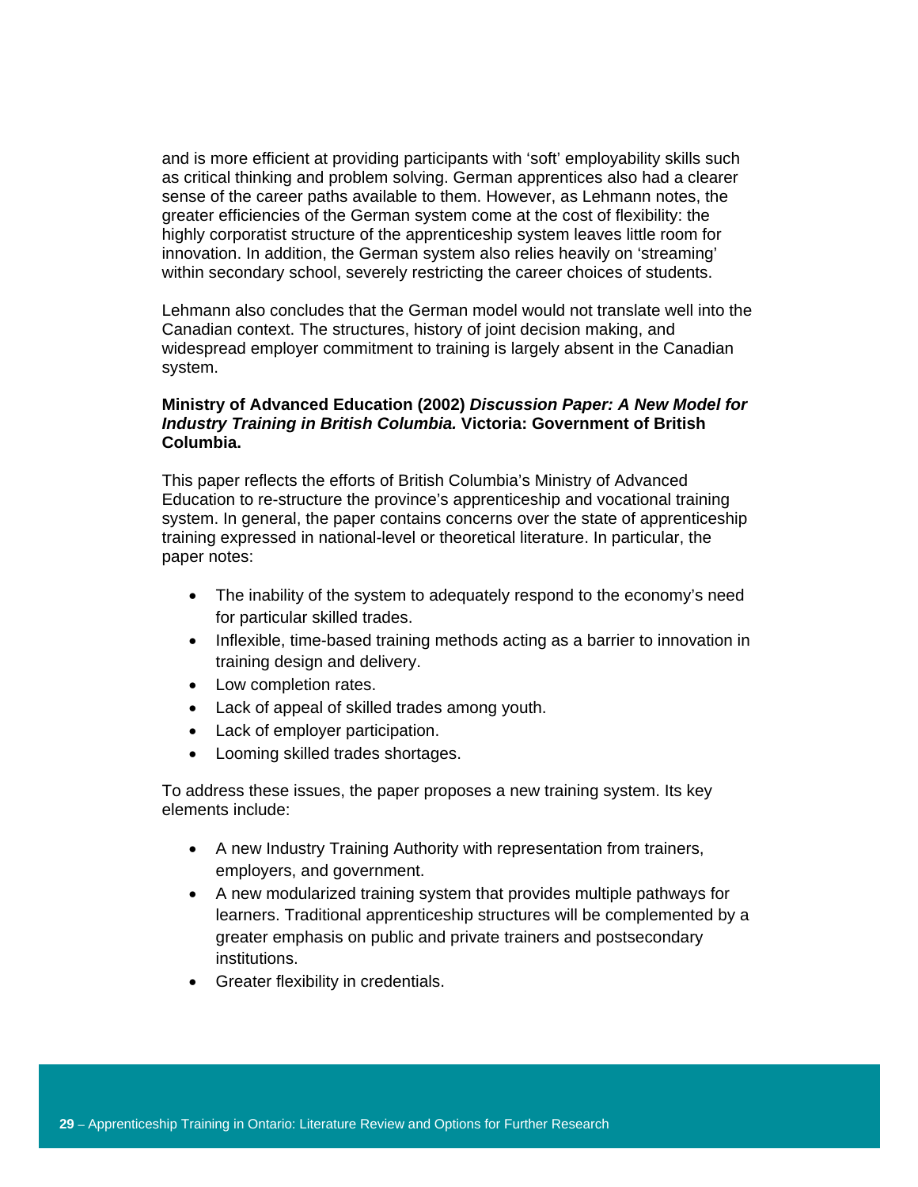and is more efficient at providing participants with 'soft' employability skills such as critical thinking and problem solving. German apprentices also had a clearer sense of the career paths available to them. However, as Lehmann notes, the greater efficiencies of the German system come at the cost of flexibility: the highly corporatist structure of the apprenticeship system leaves little room for innovation. In addition, the German system also relies heavily on 'streaming' within secondary school, severely restricting the career choices of students.

Lehmann also concludes that the German model would not translate well into the Canadian context. The structures, history of joint decision making, and widespread employer commitment to training is largely absent in the Canadian system.

**Ministry of Advanced Education (2002) *Discussion Paper: A New Model for Industry Training in British Columbia.* Victoria: Government of British Columbia.**

This paper reflects the efforts of British Columbia's Ministry of Advanced Education to re-structure the province's apprenticeship and vocational training system. In general, the paper contains concerns over the state of apprenticeship training expressed in national-level or theoretical literature. In particular, the paper notes:

- The inability of the system to adequately respond to the economy's need for particular skilled trades.
- Inflexible, time-based training methods acting as a barrier to innovation in training design and delivery.
- Low completion rates.
- Lack of appeal of skilled trades among youth.
- Lack of employer participation.
- Looming skilled trades shortages.

To address these issues, the paper proposes a new training system. Its key elements include:

- A new Industry Training Authority with representation from trainers, employers, and government.
- A new modularized training system that provides multiple pathways for learners. Traditional apprenticeship structures will be complemented by a greater emphasis on public and private trainers and postsecondary institutions.
- Greater flexibility in credentials.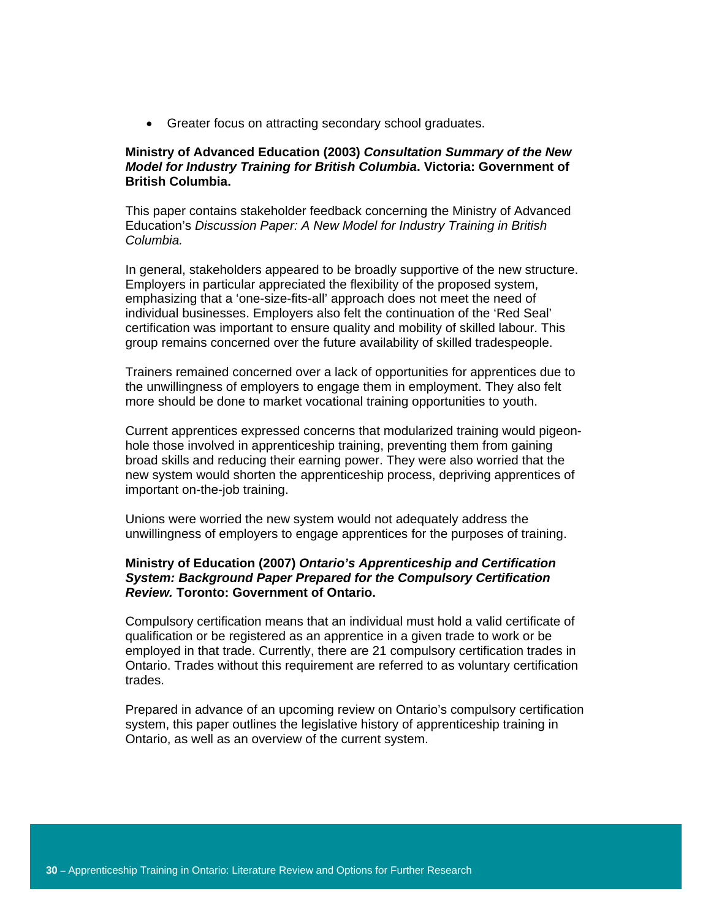- Greater focus on attracting secondary school graduates.

**Ministry of Advanced Education (2003) *Consultation Summary of the New Model for Industry Training for British Columbia*. Victoria: Government of British Columbia.**

This paper contains stakeholder feedback concerning the Ministry of Advanced Education's *Discussion Paper: A New Model for Industry Training in British Columbia.*

In general, stakeholders appeared to be broadly supportive of the new structure. Employers in particular appreciated the flexibility of the proposed system, emphasizing that a 'one-size-fits-all' approach does not meet the need of individual businesses. Employers also felt the continuation of the 'Red Seal' certification was important to ensure quality and mobility of skilled labour. This group remains concerned over the future availability of skilled tradespeople.

Trainers remained concerned over a lack of opportunities for apprentices due to the unwillingness of employers to engage them in employment. They also felt more should be done to market vocational training opportunities to youth.

Current apprentices expressed concerns that modularized training would pigeon-hole those involved in apprenticeship training, preventing them from gaining broad skills and reducing their earning power. They were also worried that the new system would shorten the apprenticeship process, depriving apprentices of important on-the-job training.

Unions were worried the new system would not adequately address the unwillingness of employers to engage apprentices for the purposes of training.

**Ministry of Education (2007) *Ontario's Apprenticeship and Certification System: Background Paper Prepared for the Compulsory Certification Review.* Toronto: Government of Ontario.**

Compulsory certification means that an individual must hold a valid certificate of qualification or be registered as an apprentice in a given trade to work or be employed in that trade. Currently, there are 21 compulsory certification trades in Ontario. Trades without this requirement are referred to as voluntary certification trades.

Prepared in advance of an upcoming review on Ontario's compulsory certification system, this paper outlines the legislative history of apprenticeship training in Ontario, as well as an overview of the current system.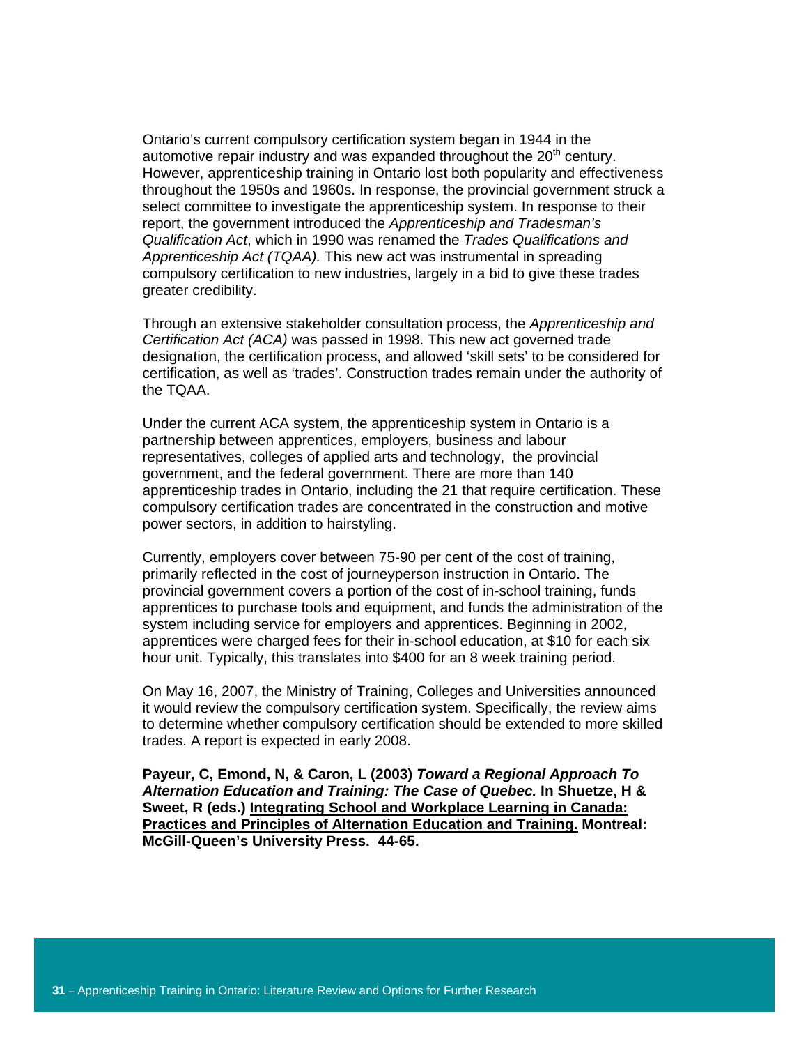Ontario's current compulsory certification system began in 1944 in the automotive repair industry and was expanded throughout the 20th century. However, apprenticeship training in Ontario lost both popularity and effectiveness throughout the 1950s and 1960s. In response, the provincial government struck a select committee to investigate the apprenticeship system. In response to their report, the government introduced the *Apprenticeship and Tradesman's Qualification Act*, which in 1990 was renamed the *Trades Qualifications and Apprenticeship Act (TQAA).* This new act was instrumental in spreading compulsory certification to new industries, largely in a bid to give these trades greater credibility.

Through an extensive stakeholder consultation process, the *Apprenticeship and Certification Act (ACA)* was passed in 1998. This new act governed trade designation, the certification process, and allowed 'skill sets' to be considered for certification, as well as 'trades'. Construction trades remain under the authority of the TQAA.

Under the current ACA system, the apprenticeship system in Ontario is a partnership between apprentices, employers, business and labour representatives, colleges of applied arts and technology, the provincial government, and the federal government. There are more than 140 apprenticeship trades in Ontario, including the 21 that require certification. These compulsory certification trades are concentrated in the construction and motive power sectors, in addition to hairstyling.

Currently, employers cover between 75-90 per cent of the cost of training, primarily reflected in the cost of journeyperson instruction in Ontario. The provincial government covers a portion of the cost of in-school training, funds apprentices to purchase tools and equipment, and funds the administration of the system including service for employers and apprentices. Beginning in 2002, apprentices were charged fees for their in-school education, at $10 for each six hour unit. Typically, this translates into $400 for an 8 week training period.

On May 16, 2007, the Ministry of Training, Colleges and Universities announced it would review the compulsory certification system. Specifically, the review aims to determine whether compulsory certification should be extended to more skilled trades. A report is expected in early 2008.

**Payeur, C, Emond, N, & Caron, L (2003) *Toward a Regional Approach To Alternation Education and Training: The Case of Quebec.* In Shuetze, H & Sweet, R (eds.) Integrating School and Workplace Learning in Canada: Practices and Principles of Alternation Education and Training. Montreal: McGill-Queen's University Press. 44-65.**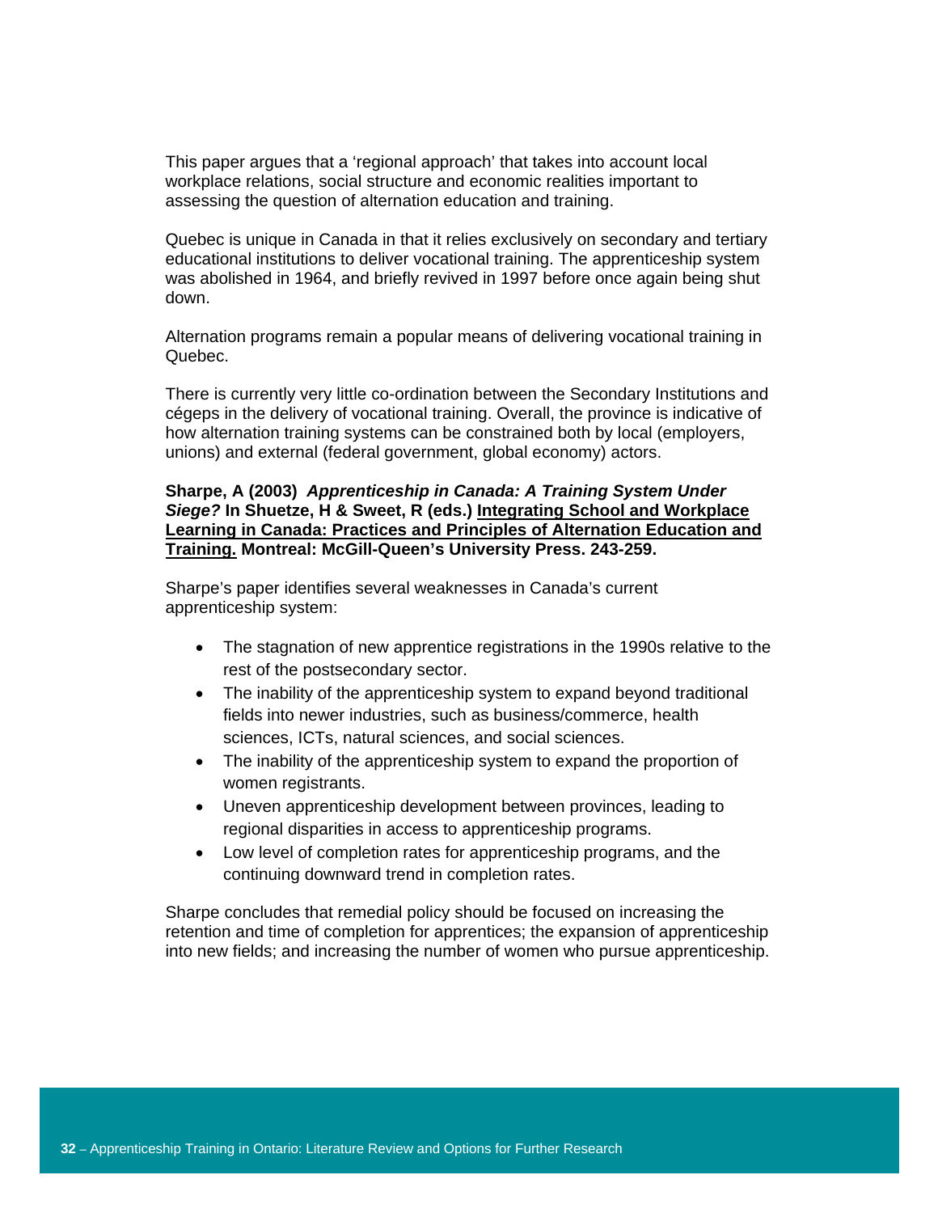This paper argues that a 'regional approach' that takes into account local workplace relations, social structure and economic realities important to assessing the question of alternation education and training.

Quebec is unique in Canada in that it relies exclusively on secondary and tertiary educational institutions to deliver vocational training. The apprenticeship system was abolished in 1964, and briefly revived in 1997 before once again being shut down.

Alternation programs remain a popular means of delivering vocational training in Quebec.

There is currently very little co-ordination between the Secondary Institutions and cégeps in the delivery of vocational training. Overall, the province is indicative of how alternation training systems can be constrained both by local (employers, unions) and external (federal government, global economy) actors.

**Sharpe, A (2003)** ***Apprenticeship in Canada: A Training System Under Siege?*** **In Shuetze, H & Sweet, R (eds.)** **<u>Integrating School and Workplace Learning in Canada: Practices and Principles of Alternation Education and Training.</u>** **Montreal: McGill-Queen's University Press. 243-259.**

Sharpe's paper identifies several weaknesses in Canada's current apprenticeship system:

- The stagnation of new apprentice registrations in the 1990s relative to the rest of the postsecondary sector.
- The inability of the apprenticeship system to expand beyond traditional fields into newer industries, such as business/commerce, health sciences, ICTs, natural sciences, and social sciences.
- The inability of the apprenticeship system to expand the proportion of women registrants.
- Uneven apprenticeship development between provinces, leading to regional disparities in access to apprenticeship programs.
- Low level of completion rates for apprenticeship programs, and the continuing downward trend in completion rates.

Sharpe concludes that remedial policy should be focused on increasing the retention and time of completion for apprentices; the expansion of apprenticeship into new fields; and increasing the number of women who pursue apprenticeship.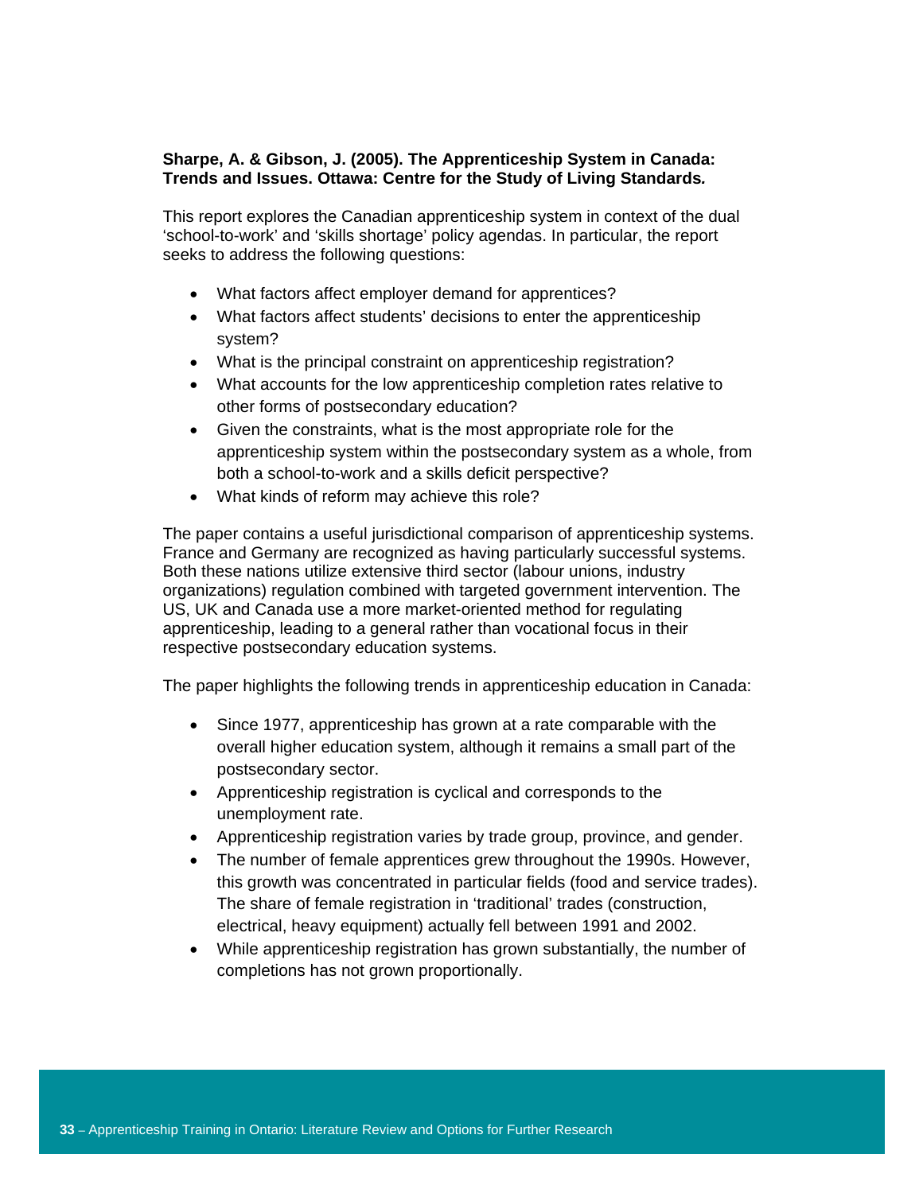**Sharpe, A. & Gibson, J. (2005). The Apprenticeship System in Canada: Trends and Issues. Ottawa: Centre for the Study of Living Standards.**

This report explores the Canadian apprenticeship system in context of the dual 'school-to-work' and 'skills shortage' policy agendas. In particular, the report seeks to address the following questions:

- What factors affect employer demand for apprentices?
- What factors affect students' decisions to enter the apprenticeship system?
- What is the principal constraint on apprenticeship registration?
- What accounts for the low apprenticeship completion rates relative to other forms of postsecondary education?
- Given the constraints, what is the most appropriate role for the apprenticeship system within the postsecondary system as a whole, from both a school-to-work and a skills deficit perspective?
- What kinds of reform may achieve this role?

The paper contains a useful jurisdictional comparison of apprenticeship systems. France and Germany are recognized as having particularly successful systems. Both these nations utilize extensive third sector (labour unions, industry organizations) regulation combined with targeted government intervention. The US, UK and Canada use a more market-oriented method for regulating apprenticeship, leading to a general rather than vocational focus in their respective postsecondary education systems.

The paper highlights the following trends in apprenticeship education in Canada:

- Since 1977, apprenticeship has grown at a rate comparable with the overall higher education system, although it remains a small part of the postsecondary sector.
- Apprenticeship registration is cyclical and corresponds to the unemployment rate.
- Apprenticeship registration varies by trade group, province, and gender.
- The number of female apprentices grew throughout the 1990s. However, this growth was concentrated in particular fields (food and service trades). The share of female registration in 'traditional' trades (construction, electrical, heavy equipment) actually fell between 1991 and 2002.
- While apprenticeship registration has grown substantially, the number of completions has not grown proportionally.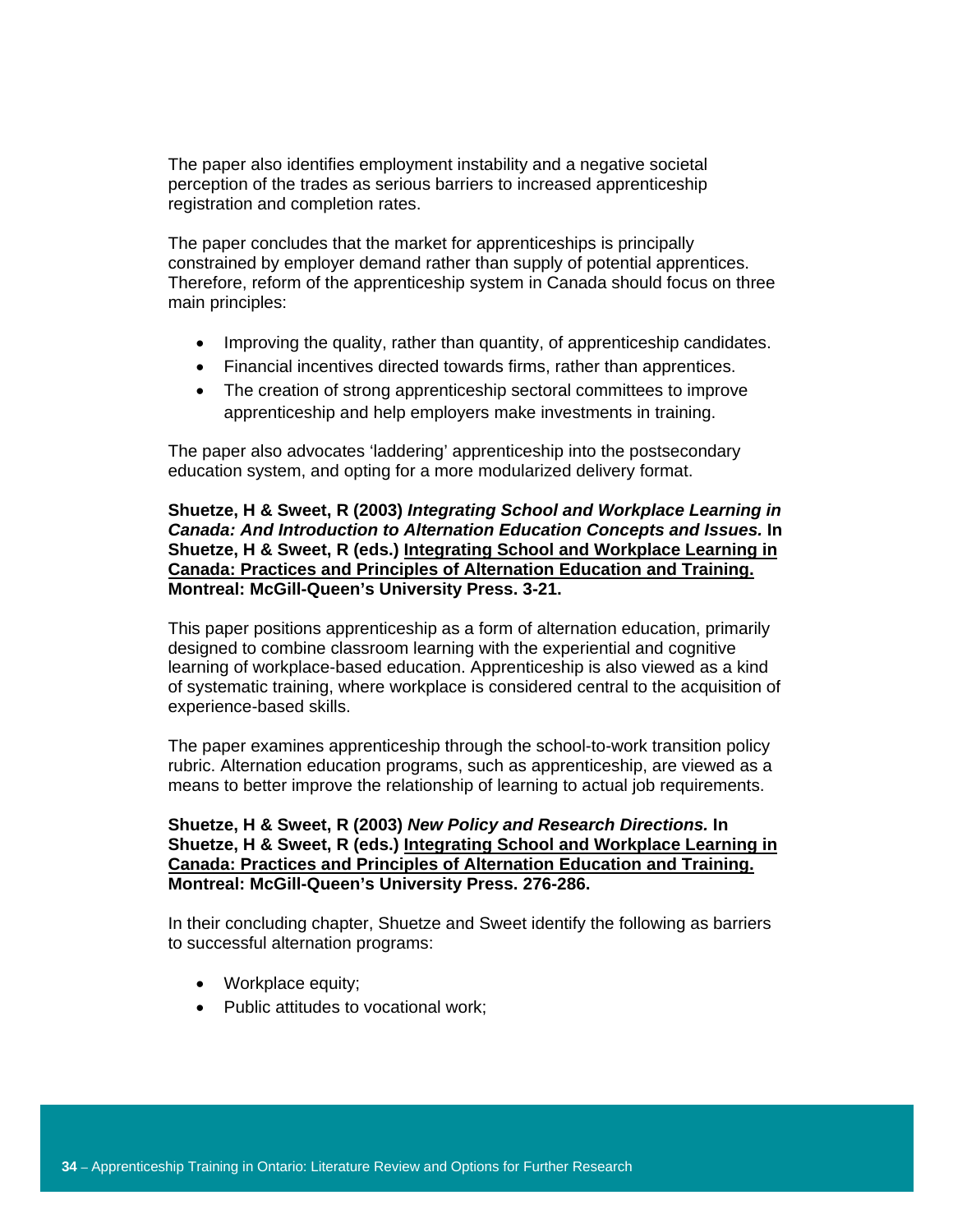The paper also identifies employment instability and a negative societal perception of the trades as serious barriers to increased apprenticeship registration and completion rates.

The paper concludes that the market for apprenticeships is principally constrained by employer demand rather than supply of potential apprentices. Therefore, reform of the apprenticeship system in Canada should focus on three main principles:

- Improving the quality, rather than quantity, of apprenticeship candidates.
- Financial incentives directed towards firms, rather than apprentices.
- The creation of strong apprenticeship sectoral committees to improve apprenticeship and help employers make investments in training.

The paper also advocates 'laddering' apprenticeship into the postsecondary education system, and opting for a more modularized delivery format.

**Shuetze, H & Sweet, R (2003) *Integrating School and Workplace Learning in Canada: And Introduction to Alternation Education Concepts and Issues.* In Shuetze, H & Sweet, R (eds.) <u>Integrating School and Workplace Learning in Canada: Practices and Principles of Alternation Education and Training.</u> Montreal: McGill-Queen's University Press. 3-21.**

This paper positions apprenticeship as a form of alternation education, primarily designed to combine classroom learning with the experiential and cognitive learning of workplace-based education. Apprenticeship is also viewed as a kind of systematic training, where workplace is considered central to the acquisition of experience-based skills.

The paper examines apprenticeship through the school-to-work transition policy rubric. Alternation education programs, such as apprenticeship, are viewed as a means to better improve the relationship of learning to actual job requirements.

**Shuetze, H & Sweet, R (2003) *New Policy and Research Directions.* In Shuetze, H & Sweet, R (eds.) <u>Integrating School and Workplace Learning in Canada: Practices and Principles of Alternation Education and Training.</u> Montreal: McGill-Queen's University Press. 276-286.**

In their concluding chapter, Shuetze and Sweet identify the following as barriers to successful alternation programs:

- Workplace equity;
- Public attitudes to vocational work;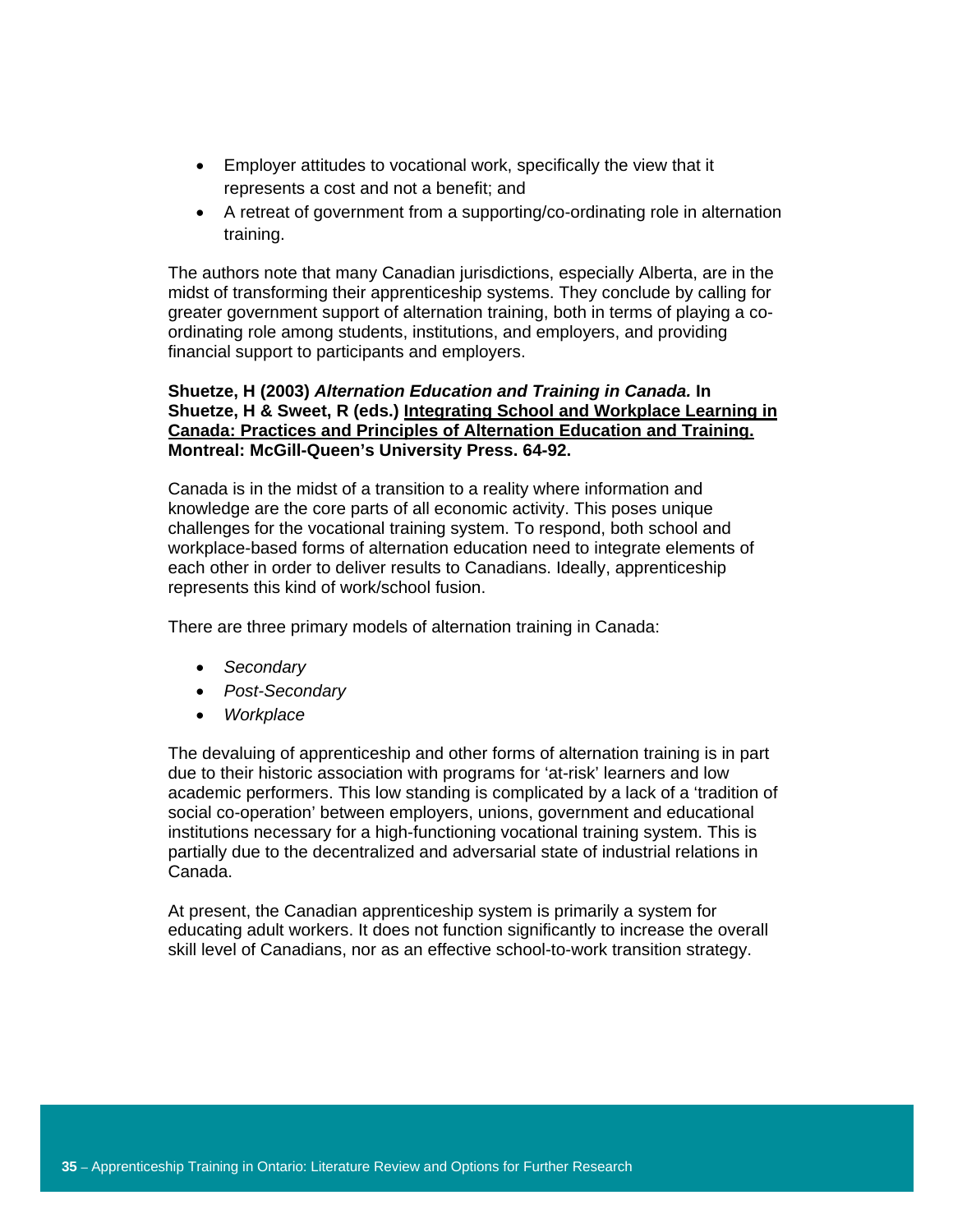- Employer attitudes to vocational work, specifically the view that it represents a cost and not a benefit; and
- A retreat of government from a supporting/co-ordinating role in alternation training.

The authors note that many Canadian jurisdictions, especially Alberta, are in the midst of transforming their apprenticeship systems. They conclude by calling for greater government support of alternation training, both in terms of playing a co-ordinating role among students, institutions, and employers, and providing financial support to participants and employers.

**Shuetze, H (2003) *Alternation Education and Training in Canada.* In Shuetze, H & Sweet, R (eds.) <u>Integrating School and Workplace Learning in Canada: Practices and Principles of Alternation Education and Training.</u> Montreal: McGill-Queen's University Press. 64-92.**

Canada is in the midst of a transition to a reality where information and knowledge are the core parts of all economic activity. This poses unique challenges for the vocational training system. To respond, both school and workplace-based forms of alternation education need to integrate elements of each other in order to deliver results to Canadians. Ideally, apprenticeship represents this kind of work/school fusion.

There are three primary models of alternation training in Canada:

- *Secondary*
- *Post-Secondary*
- *Workplace*

The devaluing of apprenticeship and other forms of alternation training is in part due to their historic association with programs for 'at-risk' learners and low academic performers. This low standing is complicated by a lack of a 'tradition of social co-operation' between employers, unions, government and educational institutions necessary for a high-functioning vocational training system. This is partially due to the decentralized and adversarial state of industrial relations in Canada.

At present, the Canadian apprenticeship system is primarily a system for educating adult workers. It does not function significantly to increase the overall skill level of Canadians, nor as an effective school-to-work transition strategy.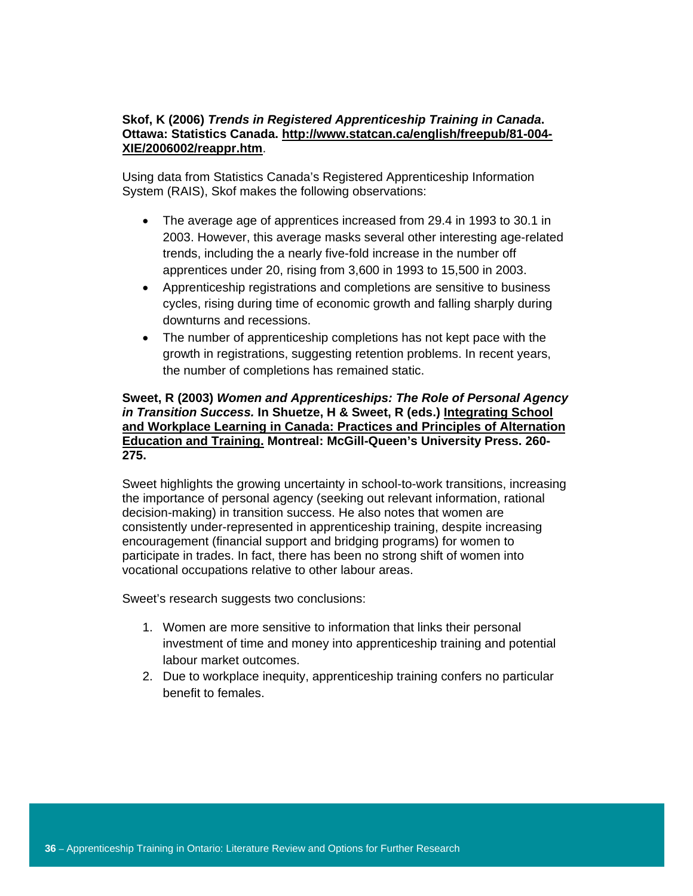**Skof, K (2006)** ***Trends in Registered Apprenticeship Training in Canada*****. Ottawa: Statistics Canada. http://www.statcan.ca/english/freepub/81-004-XIE/2006002/reappr.htm**.

Using data from Statistics Canada's Registered Apprenticeship Information System (RAIS), Skof makes the following observations:

- The average age of apprentices increased from 29.4 in 1993 to 30.1 in 2003. However, this average masks several other interesting age-related trends, including the a nearly five-fold increase in the number off apprentices under 20, rising from 3,600 in 1993 to 15,500 in 2003.
- Apprenticeship registrations and completions are sensitive to business cycles, rising during time of economic growth and falling sharply during downturns and recessions.
- The number of apprenticeship completions has not kept pace with the growth in registrations, suggesting retention problems. In recent years, the number of completions has remained static.

**Sweet, R (2003)** ***Women and Apprenticeships: The Role of Personal Agency in Transition Success.*** **In Shuetze, H & Sweet, R (eds.) Integrating School and Workplace Learning in Canada: Practices and Principles of Alternation Education and Training. Montreal: McGill-Queen's University Press. 260-275.**

Sweet highlights the growing uncertainty in school-to-work transitions, increasing the importance of personal agency (seeking out relevant information, rational decision-making) in transition success. He also notes that women are consistently under-represented in apprenticeship training, despite increasing encouragement (financial support and bridging programs) for women to participate in trades. In fact, there has been no strong shift of women into vocational occupations relative to other labour areas.

Sweet's research suggests two conclusions:

1. Women are more sensitive to information that links their personal investment of time and money into apprenticeship training and potential labour market outcomes.
2. Due to workplace inequity, apprenticeship training confers no particular benefit to females.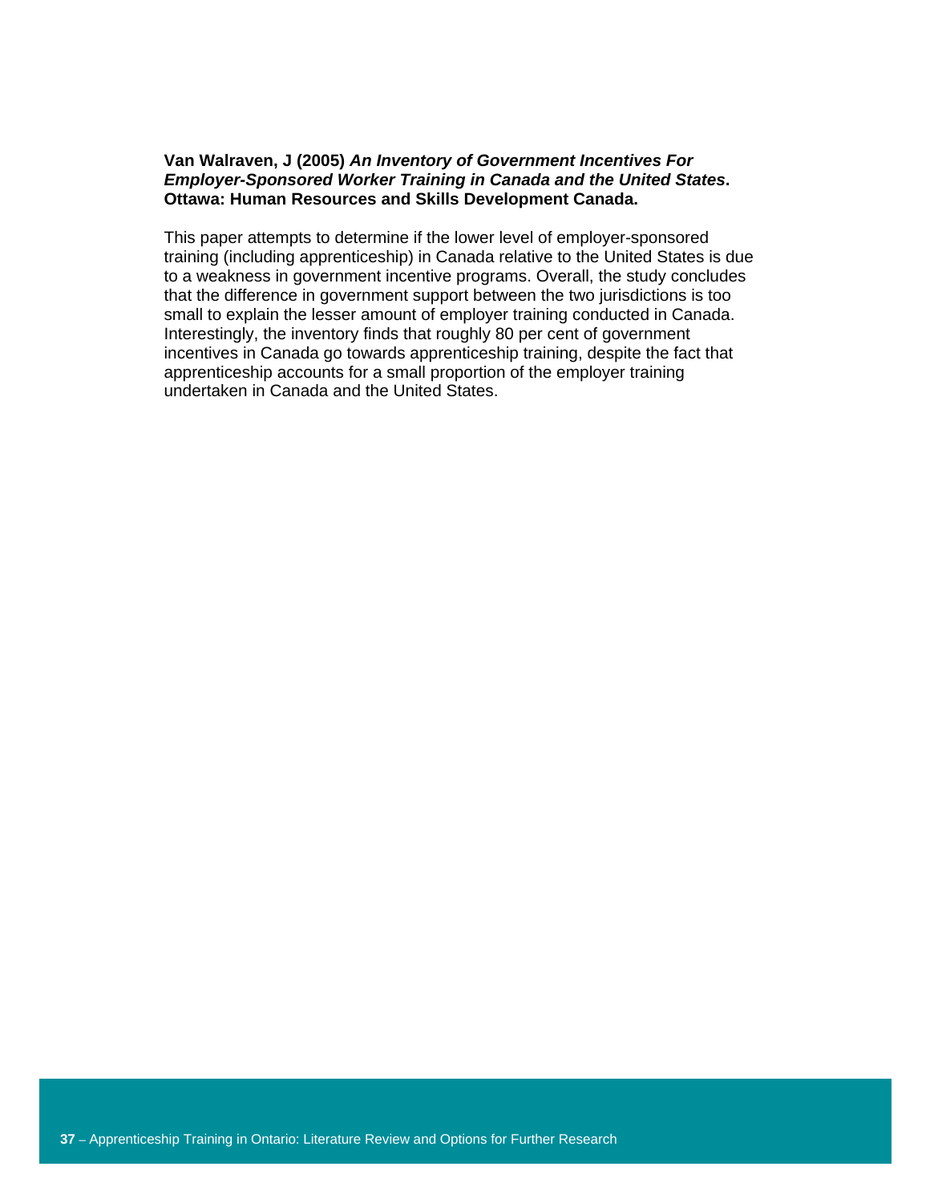**Van Walraven, J (2005)** ***An Inventory of Government Incentives For Employer-Sponsored Worker Training in Canada and the United States*****. Ottawa: Human Resources and Skills Development Canada.**

This paper attempts to determine if the lower level of employer-sponsored training (including apprenticeship) in Canada relative to the United States is due to a weakness in government incentive programs. Overall, the study concludes that the difference in government support between the two jurisdictions is too small to explain the lesser amount of employer training conducted in Canada. Interestingly, the inventory finds that roughly 80 per cent of government incentives in Canada go towards apprenticeship training, despite the fact that apprenticeship accounts for a small proportion of the employer training undertaken in Canada and the United States.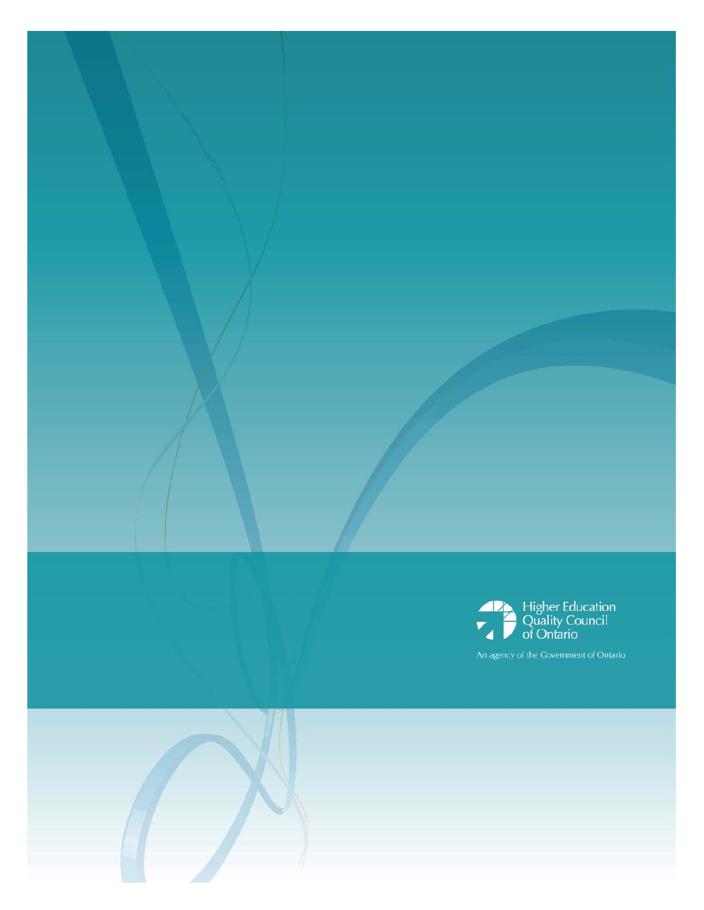Higher Education Quality Council of Ontario

An agency of the Government of Ontario